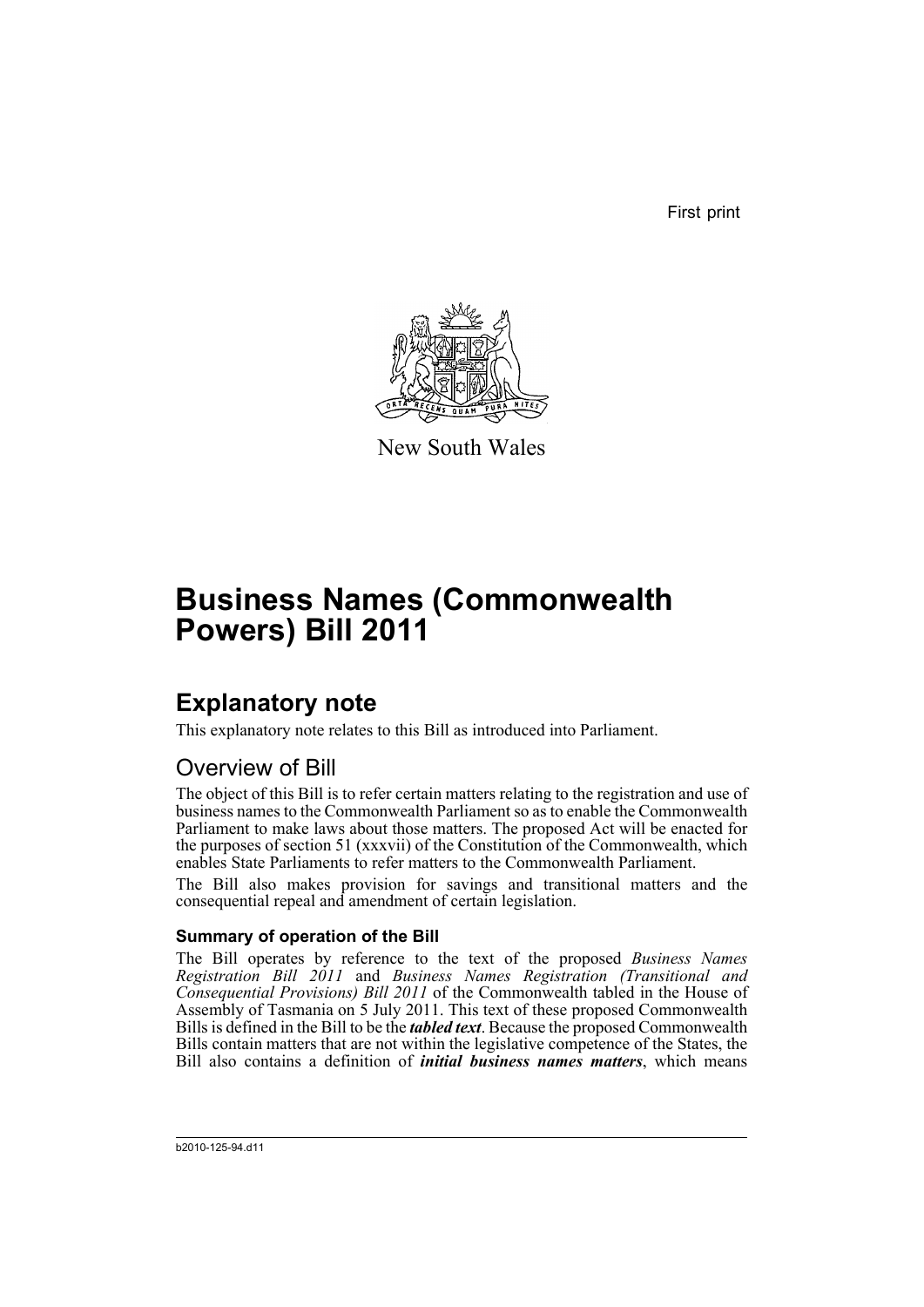First print

New South Wales

# Business Names (Commonwealth Powers) Bill 2011

## Explanatory note

This explanatory note relates to this Bill as introduced into Parliament.

## Overview of Bill

The object of this Bill is to refer certain matters relating to the registration and use of business names to the Commonwealth Parliament so as to enable the Commonwealth Parliament to make laws about those matters. The proposed Act will be enacted for the purposes of section 51 (xxxvii) of the Constitution of the Commonwealth, which enables State Parliaments to refer matters to the Commonwealth Parliament.

The Bill also makes provision for savings and transitional matters and the consequential repeal and amendment of certain legislation.

### Summary of operation of the Bill

The Bill operates by reference to the text of the proposed *Business Names Registration Bill 2011* and *Business Names Registration (Transitional and Consequential Provisions) Bill 2011* of the Commonwealth tabled in the House of Assembly of Tasmania on 5 July 2011. This text of these proposed Commonwealth Bills is defined in the Bill to be the ***tabled text***. Because the proposed Commonwealth Bills contain matters that are not within the legislative competence of the States, the Bill also contains a definition of ***initial business names matters***, which means

b2010-125-94.d11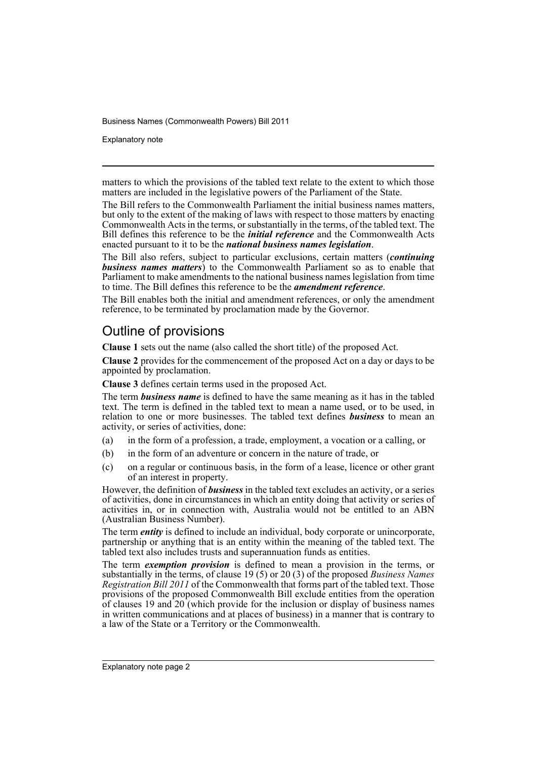matters to which the provisions of the tabled text relate to the extent to which those matters are included in the legislative powers of the Parliament of the State.

The Bill refers to the Commonwealth Parliament the initial business names matters, but only to the extent of the making of laws with respect to those matters by enacting Commonwealth Acts in the terms, or substantially in the terms, of the tabled text. The Bill defines this reference to be the ***initial reference*** and the Commonwealth Acts enacted pursuant to it to be the ***national business names legislation***.

The Bill also refers, subject to particular exclusions, certain matters (***continuing business names matters***) to the Commonwealth Parliament so as to enable that Parliament to make amendments to the national business names legislation from time to time. The Bill defines this reference to be the ***amendment reference***.

The Bill enables both the initial and amendment references, or only the amendment reference, to be terminated by proclamation made by the Governor.

## Outline of provisions

**Clause 1** sets out the name (also called the short title) of the proposed Act.

**Clause 2** provides for the commencement of the proposed Act on a day or days to be appointed by proclamation.

**Clause 3** defines certain terms used in the proposed Act.

The term ***business name*** is defined to have the same meaning as it has in the tabled text. The term is defined in the tabled text to mean a name used, or to be used, in relation to one or more businesses. The tabled text defines ***business*** to mean an activity, or series of activities, done:

(a) in the form of a profession, a trade, employment, a vocation or a calling, or

(b) in the form of an adventure or concern in the nature of trade, or

(c) on a regular or continuous basis, in the form of a lease, licence or other grant of an interest in property.

However, the definition of ***business*** in the tabled text excludes an activity, or a series of activities, done in circumstances in which an entity doing that activity or series of activities in, or in connection with, Australia would not be entitled to an ABN (Australian Business Number).

The term ***entity*** is defined to include an individual, body corporate or unincorporate, partnership or anything that is an entity within the meaning of the tabled text. The tabled text also includes trusts and superannuation funds as entities.

The term ***exemption provision*** is defined to mean a provision in the terms, or substantially in the terms, of clause 19 (5) or 20 (3) of the proposed *Business Names Registration Bill 2011* of the Commonwealth that forms part of the tabled text. Those provisions of the proposed Commonwealth Bill exclude entities from the operation of clauses 19 and 20 (which provide for the inclusion or display of business names in written communications and at places of business) in a manner that is contrary to a law of the State or a Territory or the Commonwealth.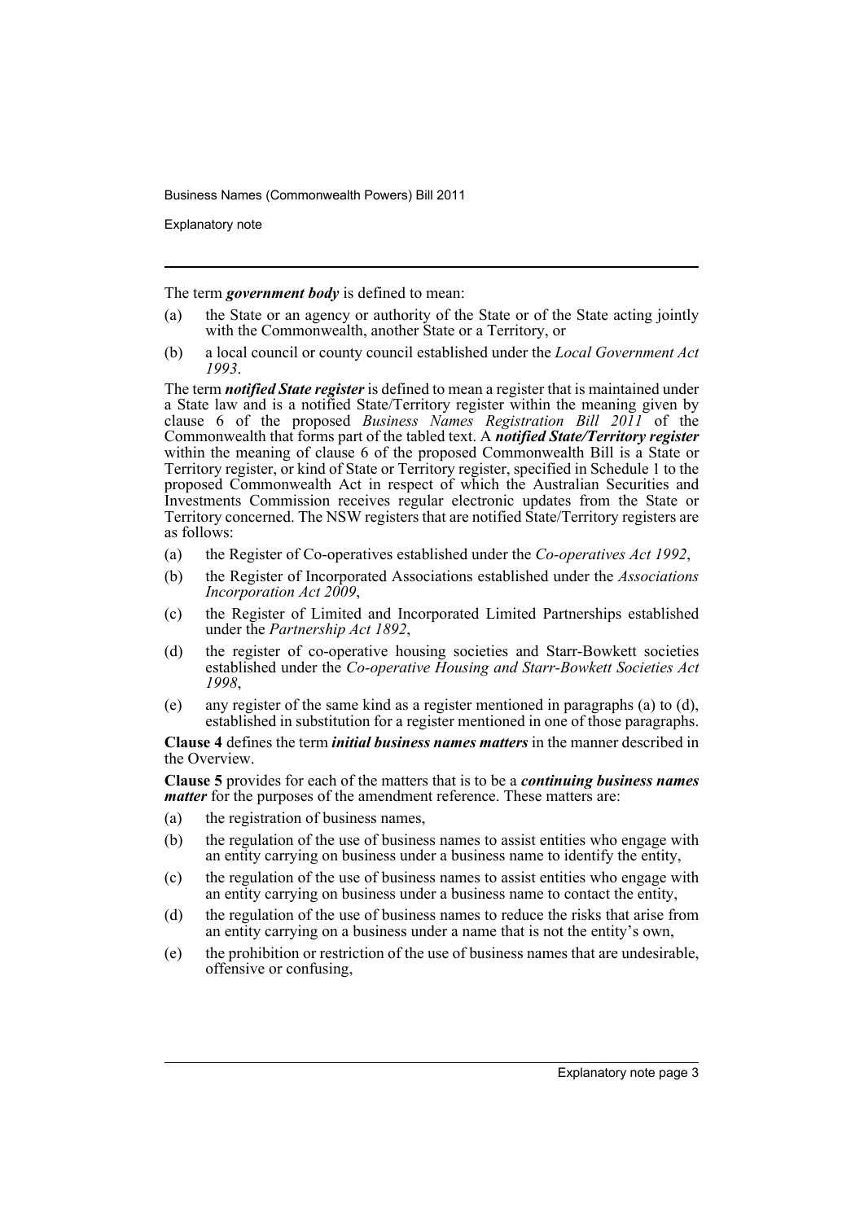The term ***government body*** is defined to mean:

(a) the State or an agency or authority of the State or of the State acting jointly with the Commonwealth, another State or a Territory, or

(b) a local council or county council established under the *Local Government Act 1993*.

The term ***notified State register*** is defined to mean a register that is maintained under a State law and is a notified State/Territory register within the meaning given by clause 6 of the proposed *Business Names Registration Bill 2011* of the Commonwealth that forms part of the tabled text. A ***notified State/Territory register*** within the meaning of clause 6 of the proposed Commonwealth Bill is a State or Territory register, or kind of State or Territory register, specified in Schedule 1 to the proposed Commonwealth Act in respect of which the Australian Securities and Investments Commission receives regular electronic updates from the State or Territory concerned. The NSW registers that are notified State/Territory registers are as follows:

(a) the Register of Co-operatives established under the *Co-operatives Act 1992*,

(b) the Register of Incorporated Associations established under the *Associations Incorporation Act 2009*,

(c) the Register of Limited and Incorporated Limited Partnerships established under the *Partnership Act 1892*,

(d) the register of co-operative housing societies and Starr-Bowkett societies established under the *Co-operative Housing and Starr-Bowkett Societies Act 1998*,

(e) any register of the same kind as a register mentioned in paragraphs (a) to (d), established in substitution for a register mentioned in one of those paragraphs.

**Clause 4** defines the term ***initial business names matters*** in the manner described in the Overview.

**Clause 5** provides for each of the matters that is to be a ***continuing business names matter*** for the purposes of the amendment reference. These matters are:

(a) the registration of business names,

(b) the regulation of the use of business names to assist entities who engage with an entity carrying on business under a business name to identify the entity,

(c) the regulation of the use of business names to assist entities who engage with an entity carrying on business under a business name to contact the entity,

(d) the regulation of the use of business names to reduce the risks that arise from an entity carrying on a business under a name that is not the entity's own,

(e) the prohibition or restriction of the use of business names that are undesirable, offensive or confusing,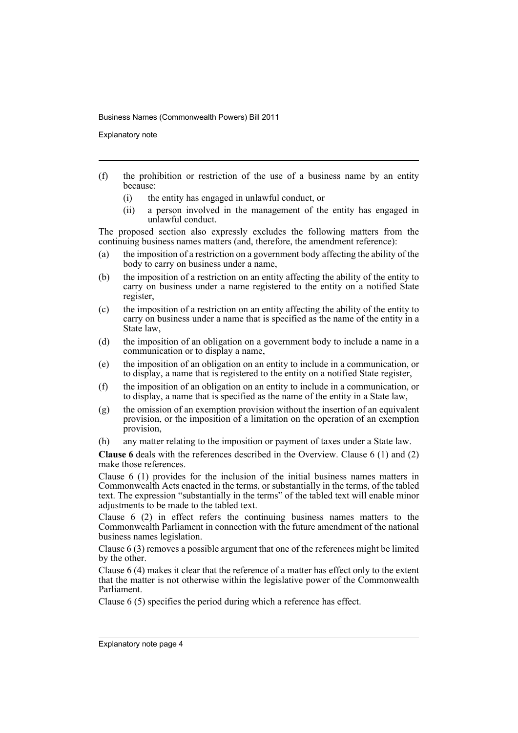(f) the prohibition or restriction of the use of a business name by an entity because:

    (i) the entity has engaged in unlawful conduct, or

    (ii) a person involved in the management of the entity has engaged in unlawful conduct.

The proposed section also expressly excludes the following matters from the continuing business names matters (and, therefore, the amendment reference):

(a) the imposition of a restriction on a government body affecting the ability of the body to carry on business under a name,

(b) the imposition of a restriction on an entity affecting the ability of the entity to carry on business under a name registered to the entity on a notified State register,

(c) the imposition of a restriction on an entity affecting the ability of the entity to carry on business under a name that is specified as the name of the entity in a State law,

(d) the imposition of an obligation on a government body to include a name in a communication or to display a name,

(e) the imposition of an obligation on an entity to include in a communication, or to display, a name that is registered to the entity on a notified State register,

(f) the imposition of an obligation on an entity to include in a communication, or to display, a name that is specified as the name of the entity in a State law,

(g) the omission of an exemption provision without the insertion of an equivalent provision, or the imposition of a limitation on the operation of an exemption provision,

(h) any matter relating to the imposition or payment of taxes under a State law.

**Clause 6** deals with the references described in the Overview. Clause 6 (1) and (2) make those references.

Clause 6 (1) provides for the inclusion of the initial business names matters in Commonwealth Acts enacted in the terms, or substantially in the terms, of the tabled text. The expression "substantially in the terms" of the tabled text will enable minor adjustments to be made to the tabled text.

Clause 6 (2) in effect refers the continuing business names matters to the Commonwealth Parliament in connection with the future amendment of the national business names legislation.

Clause 6 (3) removes a possible argument that one of the references might be limited by the other.

Clause 6 (4) makes it clear that the reference of a matter has effect only to the extent that the matter is not otherwise within the legislative power of the Commonwealth Parliament.

Clause 6 (5) specifies the period during which a reference has effect.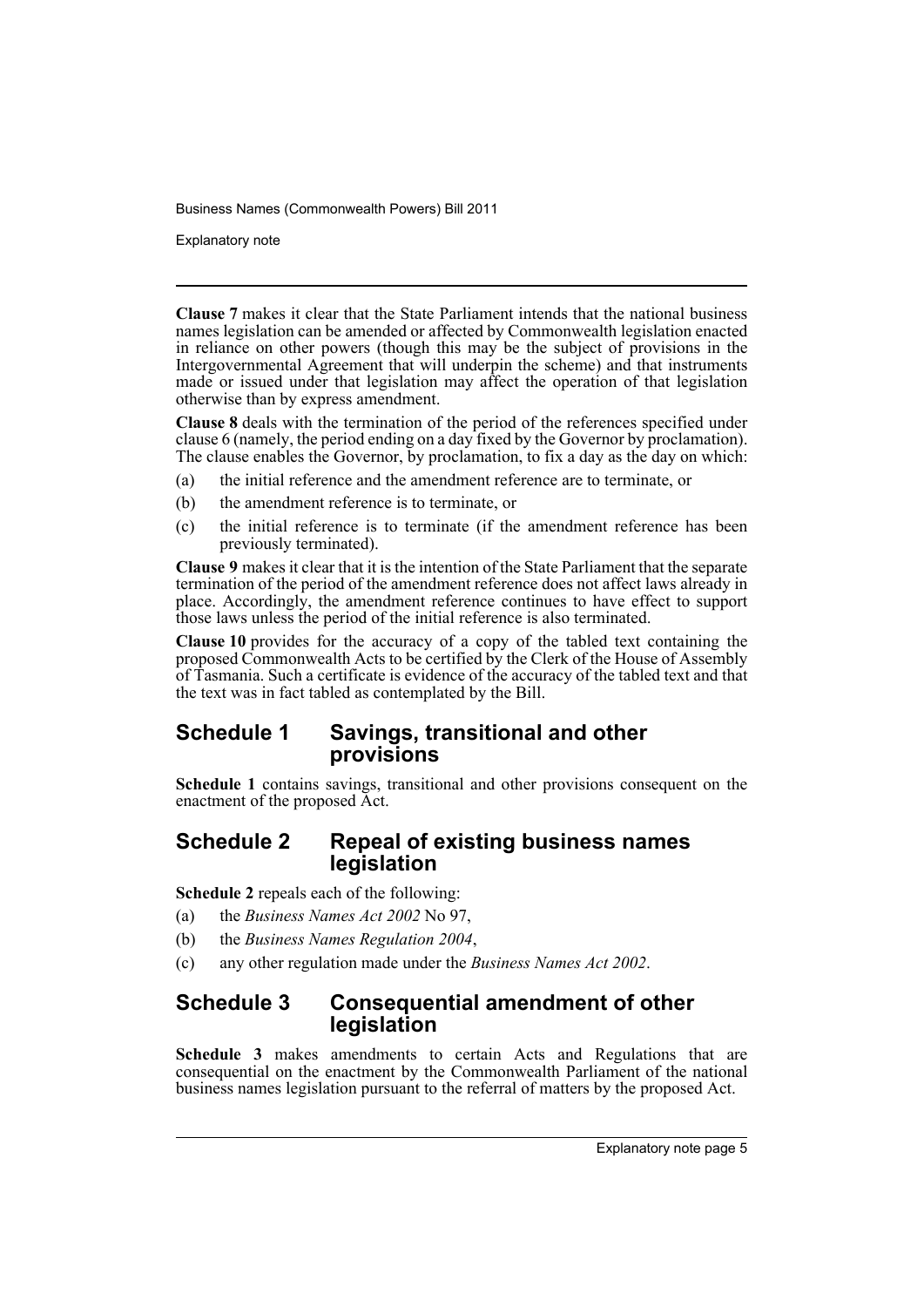**Clause 7** makes it clear that the State Parliament intends that the national business names legislation can be amended or affected by Commonwealth legislation enacted in reliance on other powers (though this may be the subject of provisions in the Intergovernmental Agreement that will underpin the scheme) and that instruments made or issued under that legislation may affect the operation of that legislation otherwise than by express amendment.

**Clause 8** deals with the termination of the period of the references specified under clause 6 (namely, the period ending on a day fixed by the Governor by proclamation). The clause enables the Governor, by proclamation, to fix a day as the day on which:

(a) the initial reference and the amendment reference are to terminate, or

(b) the amendment reference is to terminate, or

(c) the initial reference is to terminate (if the amendment reference has been previously terminated).

**Clause 9** makes it clear that it is the intention of the State Parliament that the separate termination of the period of the amendment reference does not affect laws already in place. Accordingly, the amendment reference continues to have effect to support those laws unless the period of the initial reference is also terminated.

**Clause 10** provides for the accuracy of a copy of the tabled text containing the proposed Commonwealth Acts to be certified by the Clerk of the House of Assembly of Tasmania. Such a certificate is evidence of the accuracy of the tabled text and that the text was in fact tabled as contemplated by the Bill.

## Schedule 1 Savings, transitional and other provisions

**Schedule 1** contains savings, transitional and other provisions consequent on the enactment of the proposed Act.

## Schedule 2 Repeal of existing business names legislation

**Schedule 2** repeals each of the following:

(a) the *Business Names Act 2002* No 97,

(b) the *Business Names Regulation 2004*,

(c) any other regulation made under the *Business Names Act 2002*.

## Schedule 3 Consequential amendment of other legislation

**Schedule 3** makes amendments to certain Acts and Regulations that are consequential on the enactment by the Commonwealth Parliament of the national business names legislation pursuant to the referral of matters by the proposed Act.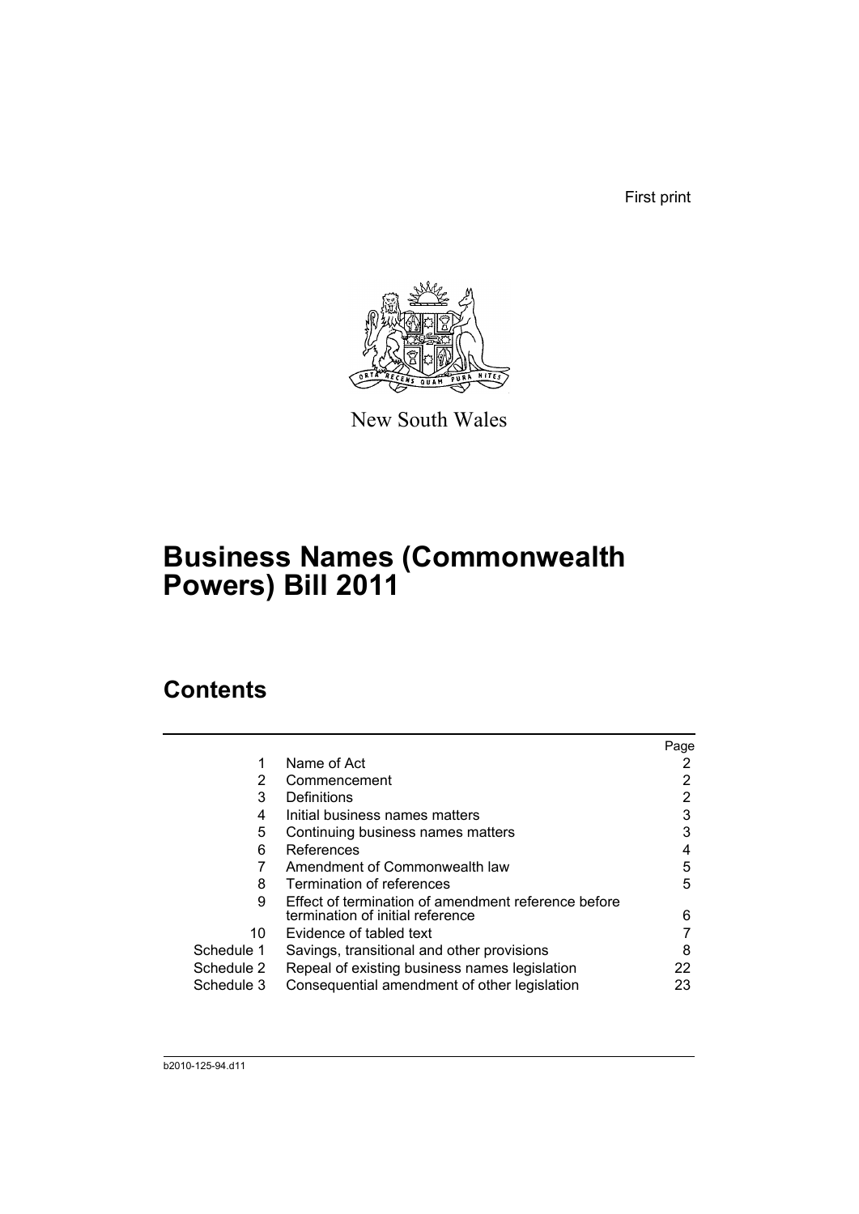First print

New South Wales

# Business Names (Commonwealth Powers) Bill 2011

## Contents

| | | Page |
|---|---|---|
| 1 | Name of Act | 2 |
| 2 | Commencement | 2 |
| 3 | Definitions | 2 |
| 4 | Initial business names matters | 3 |
| 5 | Continuing business names matters | 3 |
| 6 | References | 4 |
| 7 | Amendment of Commonwealth law | 5 |
| 8 | Termination of references | 5 |
| 9 | Effect of termination of amendment reference before termination of initial reference | 6 |
| 10 | Evidence of tabled text | 7 |
| Schedule 1 | Savings, transitional and other provisions | 8 |
| Schedule 2 | Repeal of existing business names legislation | 22 |
| Schedule 3 | Consequential amendment of other legislation | 23 |

b2010-125-94.d11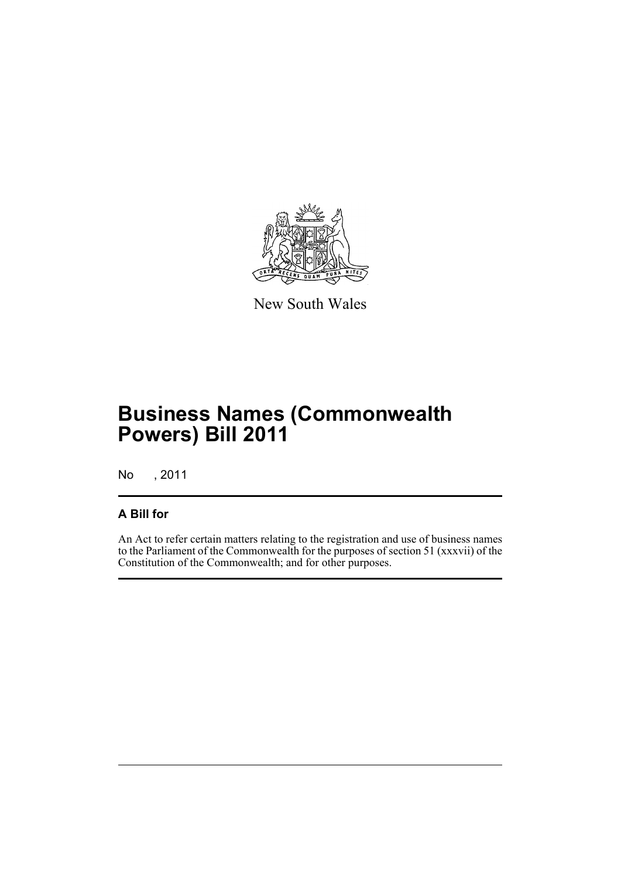New South Wales

# Business Names (Commonwealth Powers) Bill 2011

No , 2011

## A Bill for

An Act to refer certain matters relating to the registration and use of business names to the Parliament of the Commonwealth for the purposes of section 51 (xxxvii) of the Constitution of the Commonwealth; and for other purposes.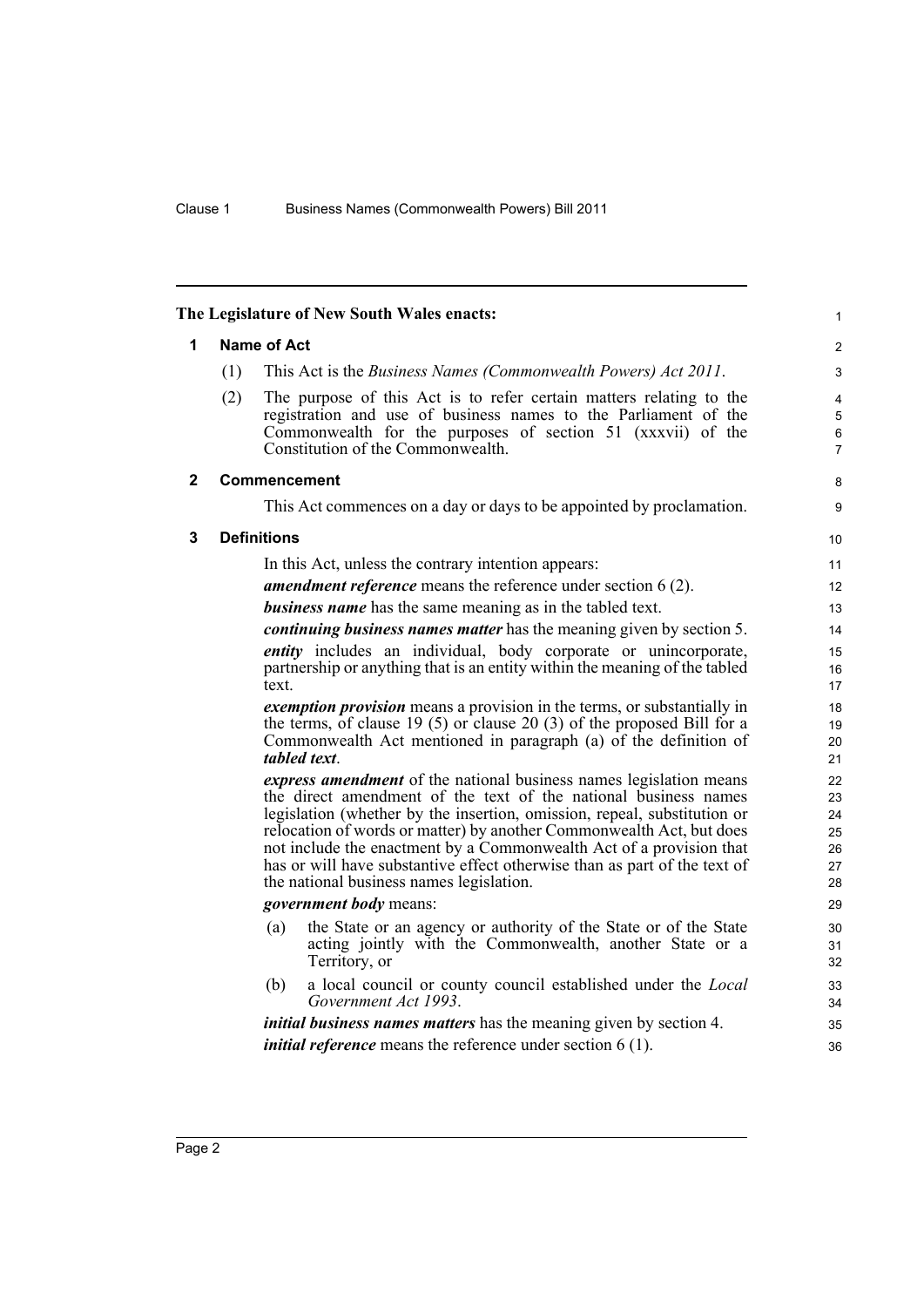The Legislature of New South Wales enacts:

## 1 Name of Act

(1) This Act is the *Business Names (Commonwealth Powers) Act 2011*.

(2) The purpose of this Act is to refer certain matters relating to the registration and use of business names to the Parliament of the Commonwealth for the purposes of section 51 (xxxvii) of the Constitution of the Commonwealth.

## 2 Commencement

This Act commences on a day or days to be appointed by proclamation.

## 3 Definitions

In this Act, unless the contrary intention appears:

***amendment reference*** means the reference under section 6 (2).

***business name*** has the same meaning as in the tabled text.

***continuing business names matter*** has the meaning given by section 5.

***entity*** includes an individual, body corporate or unincorporate, partnership or anything that is an entity within the meaning of the tabled text.

***exemption provision*** means a provision in the terms, or substantially in the terms, of clause 19 (5) or clause 20 (3) of the proposed Bill for a Commonwealth Act mentioned in paragraph (a) of the definition of ***tabled text***.

***express amendment*** of the national business names legislation means the direct amendment of the text of the national business names legislation (whether by the insertion, omission, repeal, substitution or relocation of words or matter) by another Commonwealth Act, but does not include the enactment by a Commonwealth Act of a provision that has or will have substantive effect otherwise than as part of the text of the national business names legislation.

***government body*** means:

(a) the State or an agency or authority of the State or of the State acting jointly with the Commonwealth, another State or a Territory, or

(b) a local council or county council established under the *Local Government Act 1993*.

***initial business names matters*** has the meaning given by section 4.

***initial reference*** means the reference under section 6 (1).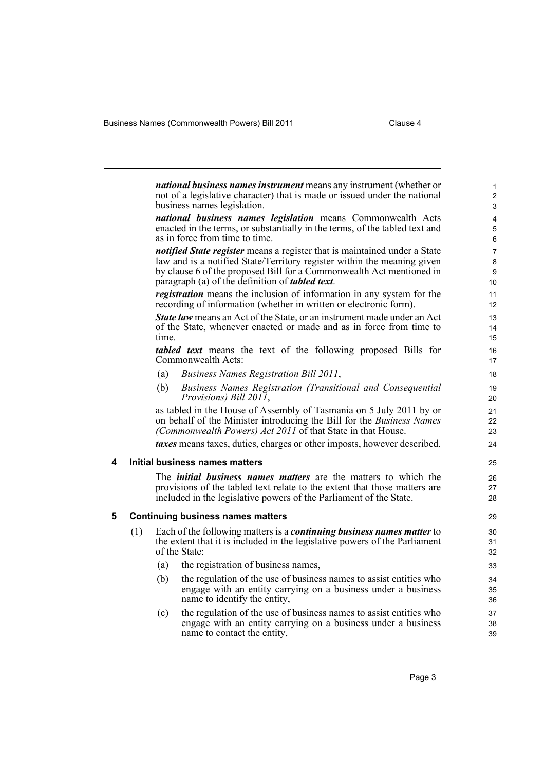***national business names instrument*** means any instrument (whether or not of a legislative character) that is made or issued under the national business names legislation.

***national business names legislation*** means Commonwealth Acts enacted in the terms, or substantially in the terms, of the tabled text and as in force from time to time.

***notified State register*** means a register that is maintained under a State law and is a notified State/Territory register within the meaning given by clause 6 of the proposed Bill for a Commonwealth Act mentioned in paragraph (a) of the definition of ***tabled text***.

***registration*** means the inclusion of information in any system for the recording of information (whether in written or electronic form).

***State law*** means an Act of the State, or an instrument made under an Act of the State, whenever enacted or made and as in force from time to time.

***tabled text*** means the text of the following proposed Bills for Commonwealth Acts:

(a) *Business Names Registration Bill 2011*,

(b) *Business Names Registration (Transitional and Consequential Provisions) Bill 2011*,

as tabled in the House of Assembly of Tasmania on 5 July 2011 by or on behalf of the Minister introducing the Bill for the *Business Names (Commonwealth Powers) Act 2011* of that State in that House.

***taxes*** means taxes, duties, charges or other imposts, however described.

## 4 Initial business names matters

The ***initial business names matters*** are the matters to which the provisions of the tabled text relate to the extent that those matters are included in the legislative powers of the Parliament of the State.

## 5 Continuing business names matters

(1) Each of the following matters is a ***continuing business names matter*** to the extent that it is included in the legislative powers of the Parliament of the State:

(a) the registration of business names,

(b) the regulation of the use of business names to assist entities who engage with an entity carrying on a business under a business name to identify the entity,

(c) the regulation of the use of business names to assist entities who engage with an entity carrying on a business under a business name to contact the entity,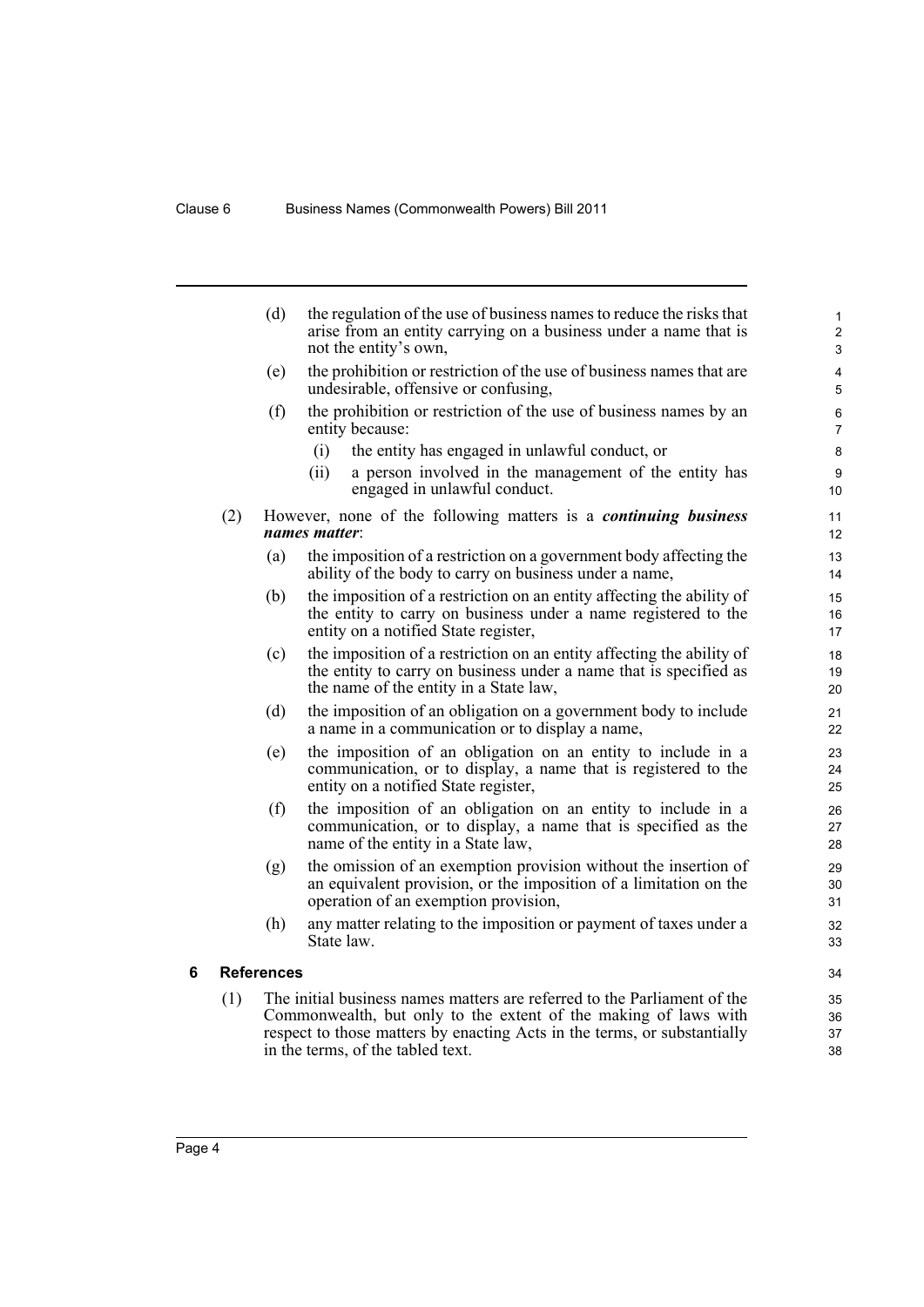(d) the regulation of the use of business names to reduce the risks that arise from an entity carrying on a business under a name that is not the entity's own,

(e) the prohibition or restriction of the use of business names that are undesirable, offensive or confusing,

(f) the prohibition or restriction of the use of business names by an entity because:

  (i) the entity has engaged in unlawful conduct, or

  (ii) a person involved in the management of the entity has engaged in unlawful conduct.

(2) However, none of the following matters is a ***continuing business names matter***:

(a) the imposition of a restriction on a government body affecting the ability of the body to carry on business under a name,

(b) the imposition of a restriction on an entity affecting the ability of the entity to carry on business under a name registered to the entity on a notified State register,

(c) the imposition of a restriction on an entity affecting the ability of the entity to carry on business under a name that is specified as the name of the entity in a State law,

(d) the imposition of an obligation on a government body to include a name in a communication or to display a name,

(e) the imposition of an obligation on an entity to include in a communication, or to display, a name that is registered to the entity on a notified State register,

(f) the imposition of an obligation on an entity to include in a communication, or to display, a name that is specified as the name of the entity in a State law,

(g) the omission of an exemption provision without the insertion of an equivalent provision, or the imposition of a limitation on the operation of an exemption provision,

(h) any matter relating to the imposition or payment of taxes under a State law.

## 6 References

(1) The initial business names matters are referred to the Parliament of the Commonwealth, but only to the extent of the making of laws with respect to those matters by enacting Acts in the terms, or substantially in the terms, of the tabled text.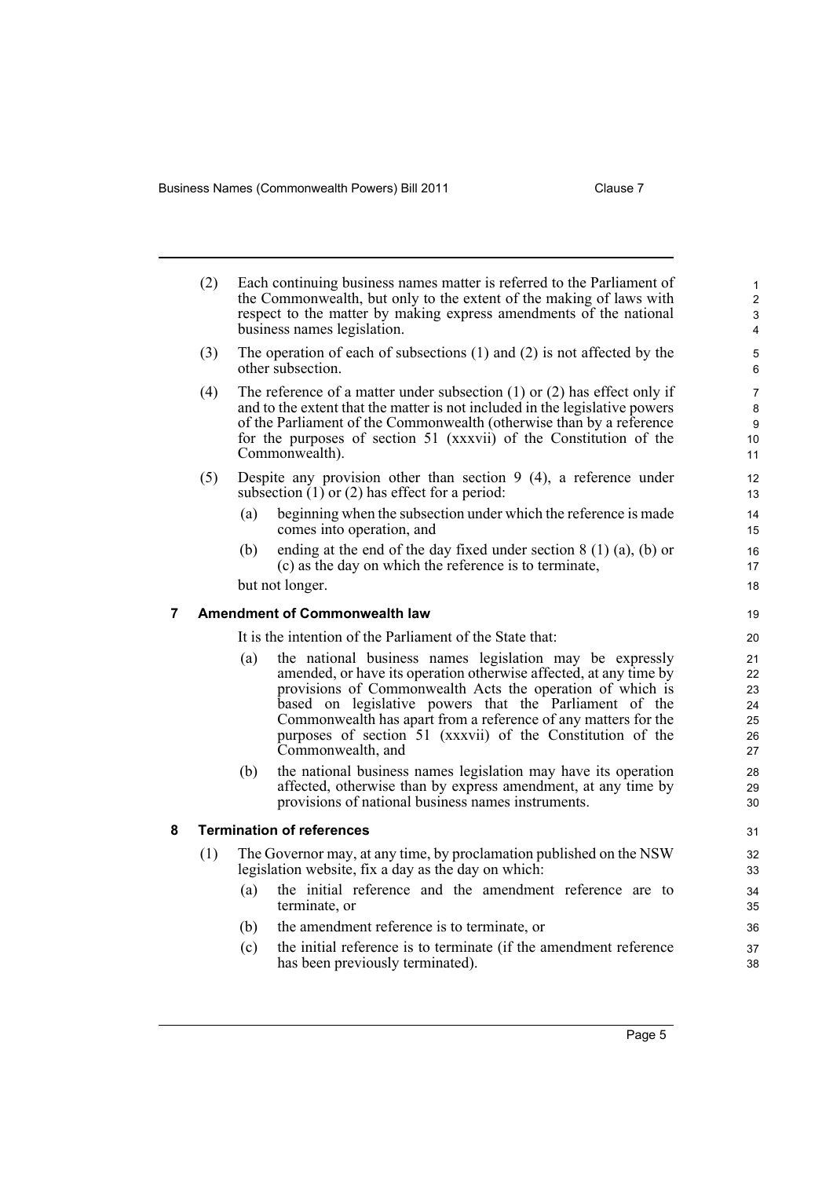(2) Each continuing business names matter is referred to the Parliament of the Commonwealth, but only to the extent of the making of laws with respect to the matter by making express amendments of the national business names legislation.

(3) The operation of each of subsections (1) and (2) is not affected by the other subsection.

(4) The reference of a matter under subsection (1) or (2) has effect only if and to the extent that the matter is not included in the legislative powers of the Parliament of the Commonwealth (otherwise than by a reference for the purposes of section 51 (xxxvii) of the Constitution of the Commonwealth).

(5) Despite any provision other than section 9 (4), a reference under subsection (1) or (2) has effect for a period:

- (a) beginning when the subsection under which the reference is made comes into operation, and
- (b) ending at the end of the day fixed under section 8 (1) (a), (b) or (c) as the day on which the reference is to terminate,

but not longer.

## 7 Amendment of Commonwealth law

It is the intention of the Parliament of the State that:

- (a) the national business names legislation may be expressly amended, or have its operation otherwise affected, at any time by provisions of Commonwealth Acts the operation of which is based on legislative powers that the Parliament of the Commonwealth has apart from a reference of any matters for the purposes of section 51 (xxxvii) of the Constitution of the Commonwealth, and
- (b) the national business names legislation may have its operation affected, otherwise than by express amendment, at any time by provisions of national business names instruments.

## 8 Termination of references

(1) The Governor may, at any time, by proclamation published on the NSW legislation website, fix a day as the day on which:

- (a) the initial reference and the amendment reference are to terminate, or
- (b) the amendment reference is to terminate, or
- (c) the initial reference is to terminate (if the amendment reference has been previously terminated).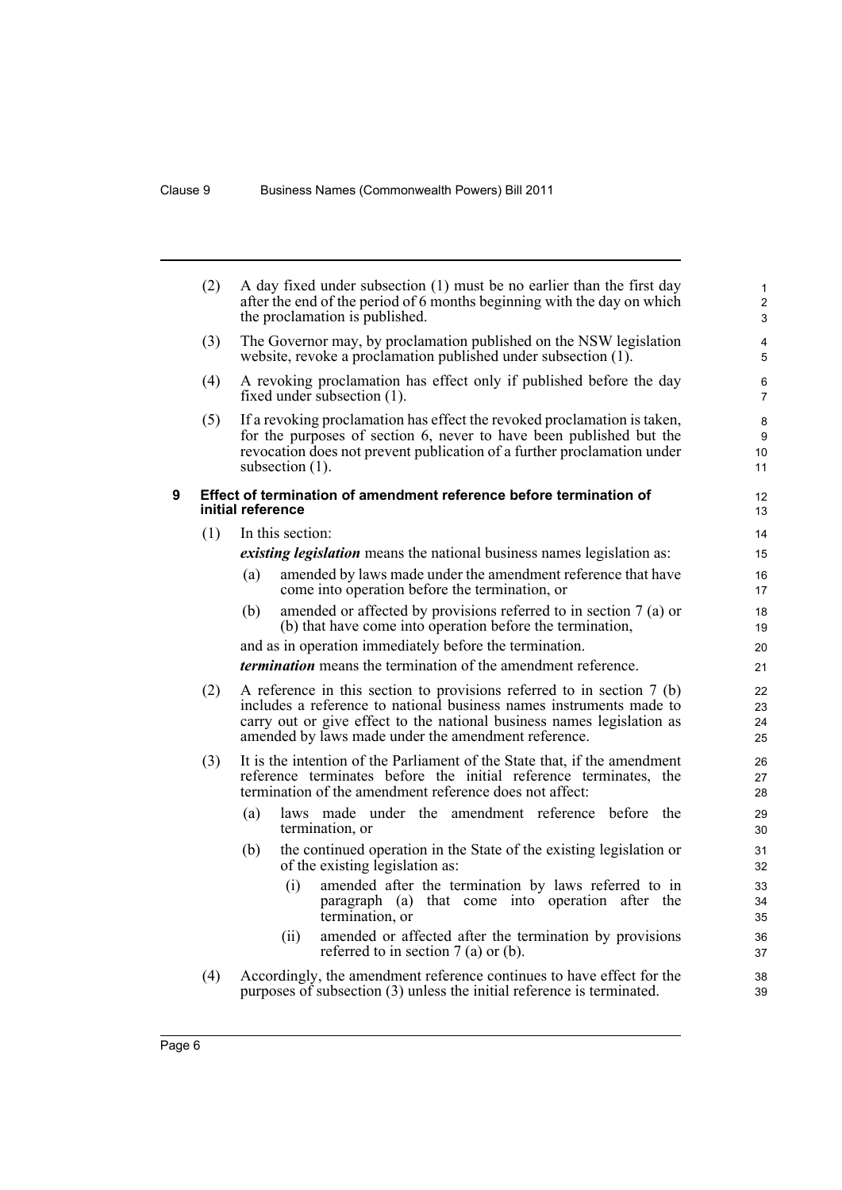(2) A day fixed under subsection (1) must be no earlier than the first day after the end of the period of 6 months beginning with the day on which the proclamation is published.

(3) The Governor may, by proclamation published on the NSW legislation website, revoke a proclamation published under subsection (1).

(4) A revoking proclamation has effect only if published before the day fixed under subsection (1).

(5) If a revoking proclamation has effect the revoked proclamation is taken, for the purposes of section 6, never to have been published but the revocation does not prevent publication of a further proclamation under subsection (1).

### 9 Effect of termination of amendment reference before termination of initial reference

(1) In this section:

***existing legislation*** means the national business names legislation as:

(a) amended by laws made under the amendment reference that have come into operation before the termination, or

(b) amended or affected by provisions referred to in section 7 (a) or (b) that have come into operation before the termination,

and as in operation immediately before the termination.

***termination*** means the termination of the amendment reference.

(2) A reference in this section to provisions referred to in section 7 (b) includes a reference to national business names instruments made to carry out or give effect to the national business names legislation as amended by laws made under the amendment reference.

(3) It is the intention of the Parliament of the State that, if the amendment reference terminates before the initial reference terminates, the termination of the amendment reference does not affect:

(a) laws made under the amendment reference before the termination, or

(b) the continued operation in the State of the existing legislation or of the existing legislation as:

(i) amended after the termination by laws referred to in paragraph (a) that come into operation after the termination, or

(ii) amended or affected after the termination by provisions referred to in section 7 (a) or (b).

(4) Accordingly, the amendment reference continues to have effect for the purposes of subsection (3) unless the initial reference is terminated.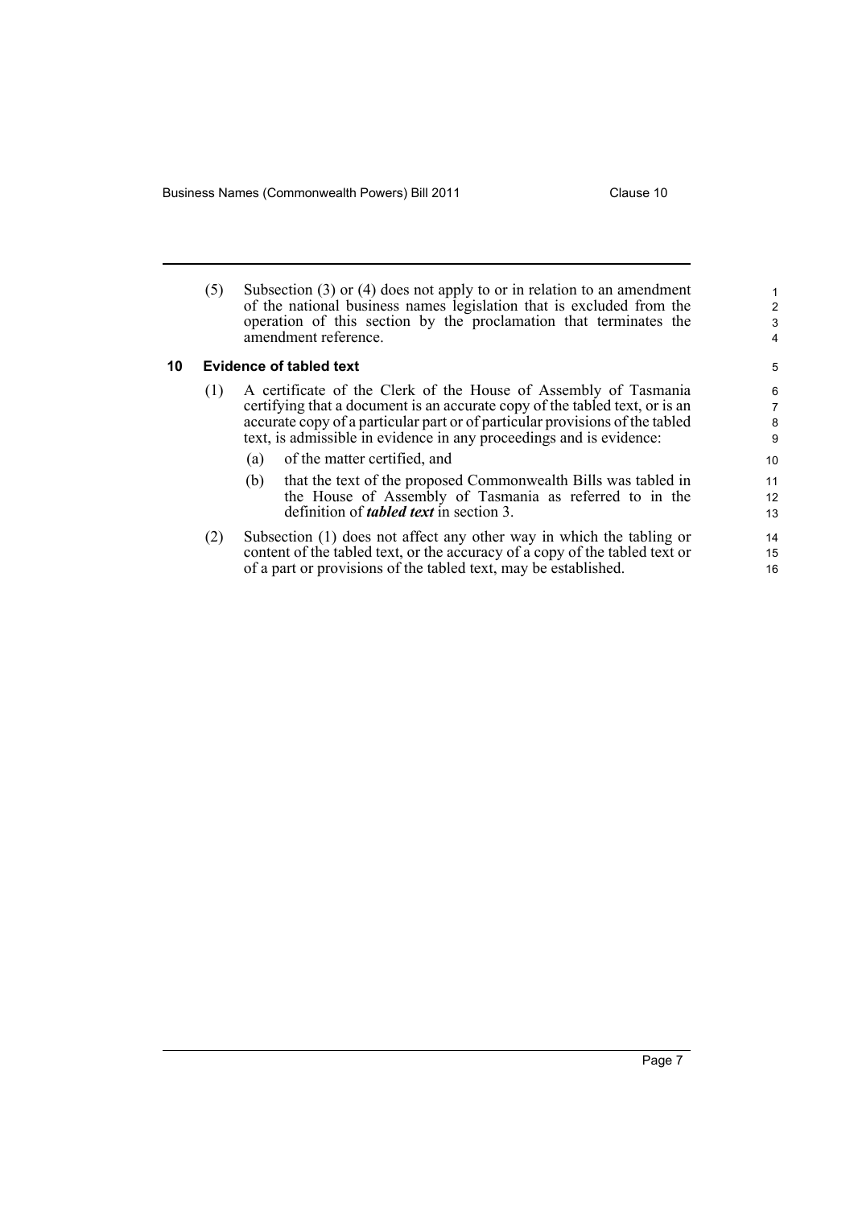(5) Subsection (3) or (4) does not apply to or in relation to an amendment of the national business names legislation that is excluded from the operation of this section by the proclamation that terminates the amendment reference.

## 10 Evidence of tabled text

(1) A certificate of the Clerk of the House of Assembly of Tasmania certifying that a document is an accurate copy of the tabled text, or is an accurate copy of a particular part or of particular provisions of the tabled text, is admissible in evidence in any proceedings and is evidence:

- (a) of the matter certified, and
- (b) that the text of the proposed Commonwealth Bills was tabled in the House of Assembly of Tasmania as referred to in the definition of ***tabled text*** in section 3.

(2) Subsection (1) does not affect any other way in which the tabling or content of the tabled text, or the accuracy of a copy of the tabled text or of a part or provisions of the tabled text, may be established.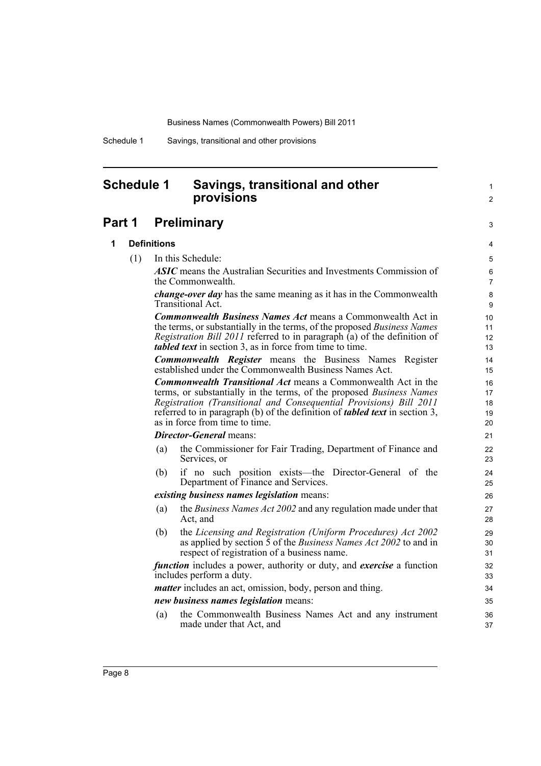# Schedule 1 Savings, transitional and other provisions

## Part 1 Preliminary

### 1 Definitions

(1) In this Schedule:

***ASIC*** means the Australian Securities and Investments Commission of the Commonwealth.

***change-over day*** has the same meaning as it has in the Commonwealth Transitional Act.

***Commonwealth Business Names Act*** means a Commonwealth Act in the terms, or substantially in the terms, of the proposed *Business Names Registration Bill 2011* referred to in paragraph (a) of the definition of ***tabled text*** in section 3, as in force from time to time.

***Commonwealth Register*** means the Business Names Register established under the Commonwealth Business Names Act.

***Commonwealth Transitional Act*** means a Commonwealth Act in the terms, or substantially in the terms, of the proposed *Business Names Registration (Transitional and Consequential Provisions) Bill 2011* referred to in paragraph (b) of the definition of ***tabled text*** in section 3, as in force from time to time.

***Director-General*** means:

(a) the Commissioner for Fair Trading, Department of Finance and Services, or

(b) if no such position exists—the Director-General of the Department of Finance and Services.

***existing business names legislation*** means:

(a) the *Business Names Act 2002* and any regulation made under that Act, and

(b) the *Licensing and Registration (Uniform Procedures) Act 2002* as applied by section 5 of the *Business Names Act 2002* to and in respect of registration of a business name.

***function*** includes a power, authority or duty, and ***exercise*** a function includes perform a duty.

***matter*** includes an act, omission, body, person and thing.

***new business names legislation*** means:

(a) the Commonwealth Business Names Act and any instrument made under that Act, and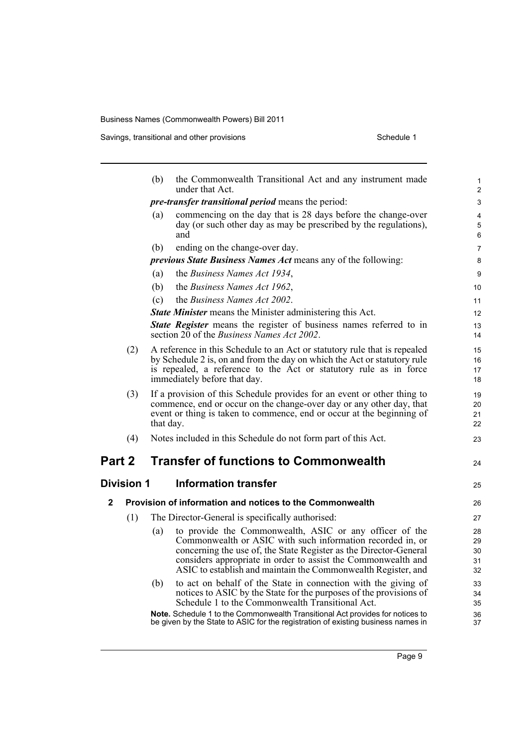(b) the Commonwealth Transitional Act and any instrument made under that Act.

***pre-transfer transitional period*** means the period:

(a) commencing on the day that is 28 days before the change-over day (or such other day as may be prescribed by the regulations), and

(b) ending on the change-over day.

***previous State Business Names Act*** means any of the following:

(a) the *Business Names Act 1934*,

(b) the *Business Names Act 1962*,

(c) the *Business Names Act 2002*.

***State Minister*** means the Minister administering this Act.

***State Register*** means the register of business names referred to in section 20 of the *Business Names Act 2002*.

(2) A reference in this Schedule to an Act or statutory rule that is repealed by Schedule 2 is, on and from the day on which the Act or statutory rule is repealed, a reference to the Act or statutory rule as in force immediately before that day.

(3) If a provision of this Schedule provides for an event or other thing to commence, end or occur on the change-over day or any other day, that event or thing is taken to commence, end or occur at the beginning of that day.

(4) Notes included in this Schedule do not form part of this Act.

# Part 2 Transfer of functions to Commonwealth

## Division 1 Information transfer

### 2 Provision of information and notices to the Commonwealth

(1) The Director-General is specifically authorised:

(a) to provide the Commonwealth, ASIC or any officer of the Commonwealth or ASIC with such information recorded in, or concerning the use of, the State Register as the Director-General considers appropriate in order to assist the Commonwealth and ASIC to establish and maintain the Commonwealth Register, and

(b) to act on behalf of the State in connection with the giving of notices to ASIC by the State for the purposes of the provisions of Schedule 1 to the Commonwealth Transitional Act.

**Note.** Schedule 1 to the Commonwealth Transitional Act provides for notices to be given by the State to ASIC for the registration of existing business names in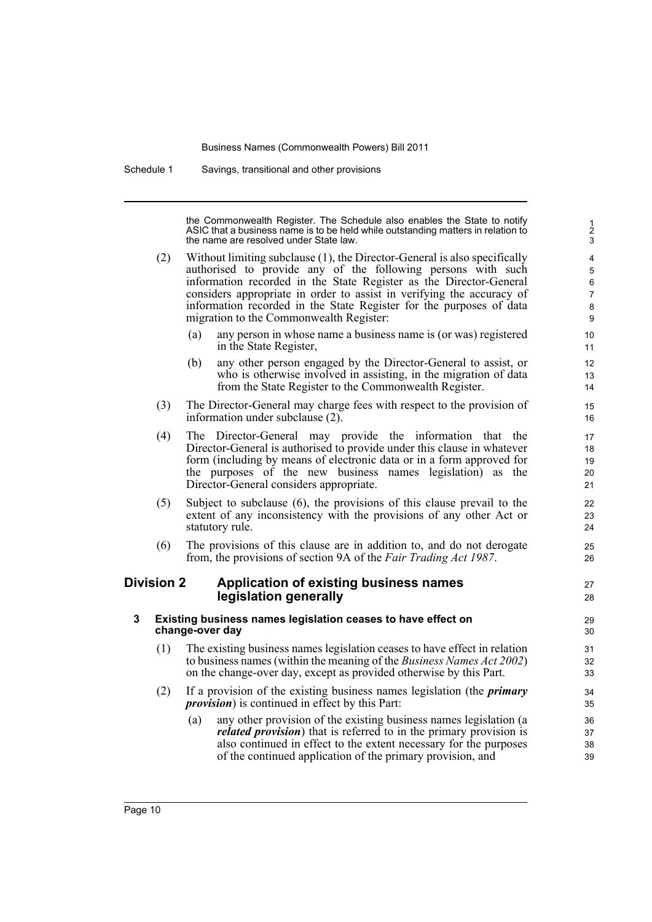the Commonwealth Register. The Schedule also enables the State to notify ASIC that a business name is to be held while outstanding matters in relation to the name are resolved under State law.

(2) Without limiting subclause (1), the Director-General is also specifically authorised to provide any of the following persons with such information recorded in the State Register as the Director-General considers appropriate in order to assist in verifying the accuracy of information recorded in the State Register for the purposes of data migration to the Commonwealth Register:

(a) any person in whose name a business name is (or was) registered in the State Register,

(b) any other person engaged by the Director-General to assist, or who is otherwise involved in assisting, in the migration of data from the State Register to the Commonwealth Register.

(3) The Director-General may charge fees with respect to the provision of information under subclause (2).

(4) The Director-General may provide the information that the Director-General is authorised to provide under this clause in whatever form (including by means of electronic data or in a form approved for the purposes of the new business names legislation) as the Director-General considers appropriate.

(5) Subject to subclause (6), the provisions of this clause prevail to the extent of any inconsistency with the provisions of any other Act or statutory rule.

(6) The provisions of this clause are in addition to, and do not derogate from, the provisions of section 9A of the *Fair Trading Act 1987*.

## Division 2 Application of existing business names legislation generally

### 3 Existing business names legislation ceases to have effect on change-over day

(1) The existing business names legislation ceases to have effect in relation to business names (within the meaning of the *Business Names Act 2002*) on the change-over day, except as provided otherwise by this Part.

(2) If a provision of the existing business names legislation (the ***primary provision***) is continued in effect by this Part:

(a) any other provision of the existing business names legislation (a ***related provision***) that is referred to in the primary provision is also continued in effect to the extent necessary for the purposes of the continued application of the primary provision, and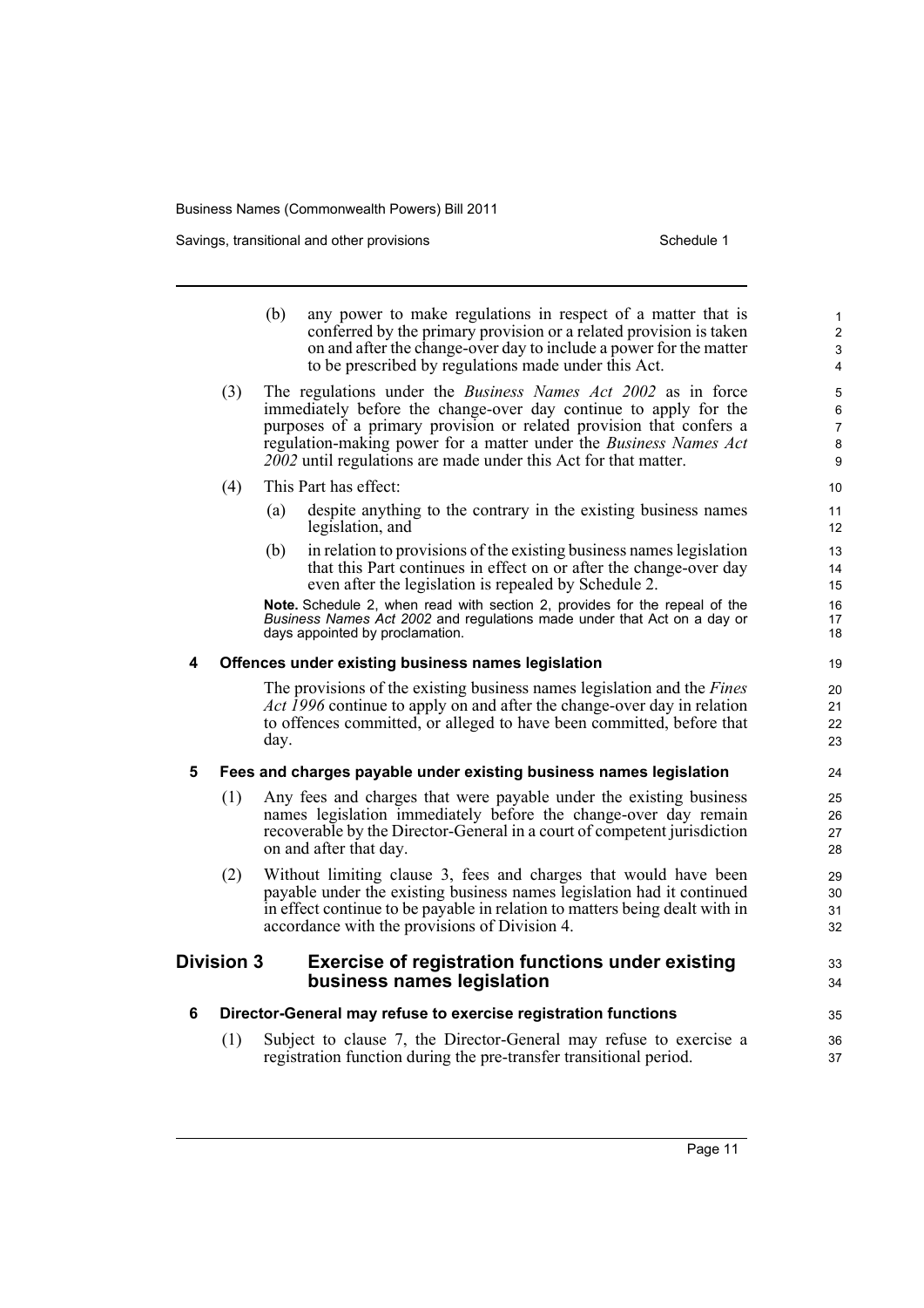(b) any power to make regulations in respect of a matter that is conferred by the primary provision or a related provision is taken on and after the change-over day to include a power for the matter to be prescribed by regulations made under this Act.

(3) The regulations under the *Business Names Act 2002* as in force immediately before the change-over day continue to apply for the purposes of a primary provision or related provision that confers a regulation-making power for a matter under the *Business Names Act 2002* until regulations are made under this Act for that matter.

(4) This Part has effect:

(a) despite anything to the contrary in the existing business names legislation, and

(b) in relation to provisions of the existing business names legislation that this Part continues in effect on or after the change-over day even after the legislation is repealed by Schedule 2.

**Note.** Schedule 2, when read with section 2, provides for the repeal of the *Business Names Act 2002* and regulations made under that Act on a day or days appointed by proclamation.

#### 4 Offences under existing business names legislation

The provisions of the existing business names legislation and the *Fines Act 1996* continue to apply on and after the change-over day in relation to offences committed, or alleged to have been committed, before that day.

#### 5 Fees and charges payable under existing business names legislation

(1) Any fees and charges that were payable under the existing business names legislation immediately before the change-over day remain recoverable by the Director-General in a court of competent jurisdiction on and after that day.

(2) Without limiting clause 3, fees and charges that would have been payable under the existing business names legislation had it continued in effect continue to be payable in relation to matters being dealt with in accordance with the provisions of Division 4.

### Division 3 Exercise of registration functions under existing business names legislation

#### 6 Director-General may refuse to exercise registration functions

(1) Subject to clause 7, the Director-General may refuse to exercise a registration function during the pre-transfer transitional period.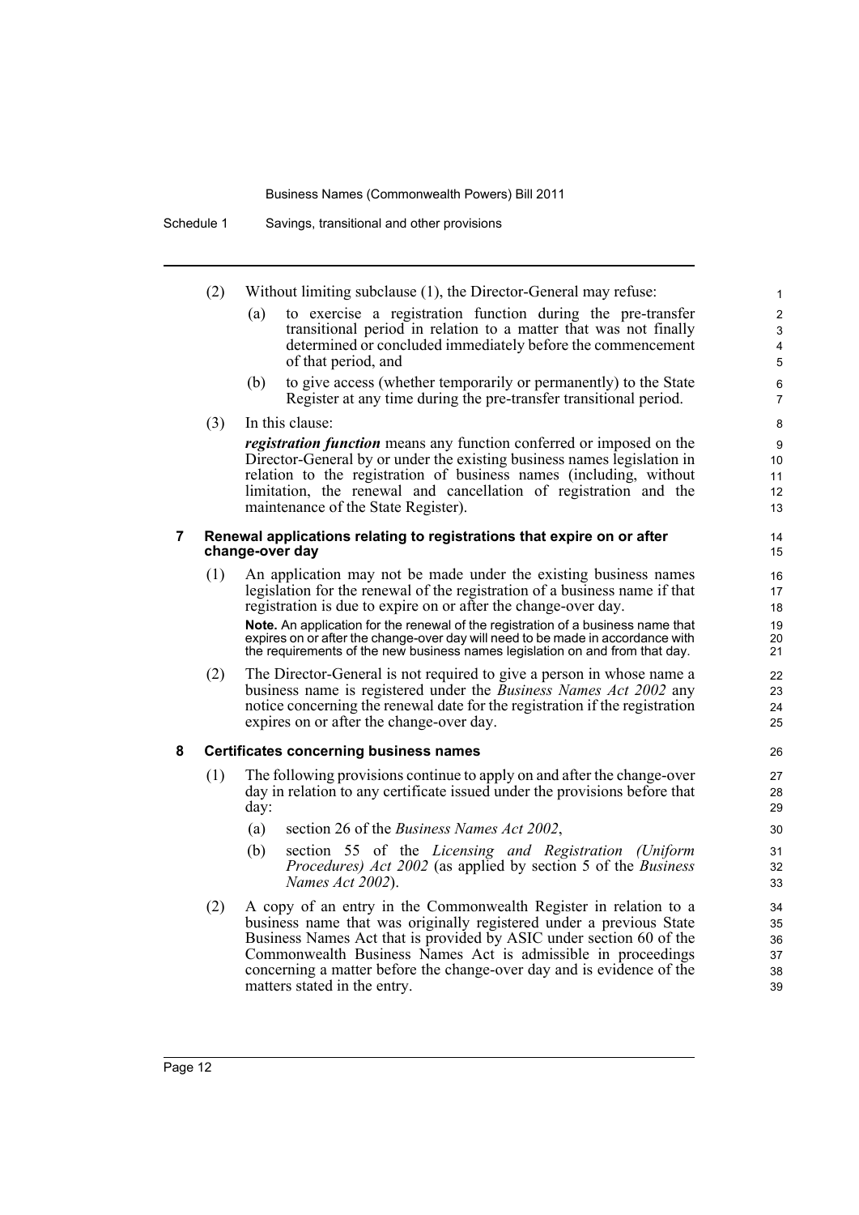(2) Without limiting subclause (1), the Director-General may refuse:

(a) to exercise a registration function during the pre-transfer transitional period in relation to a matter that was not finally determined or concluded immediately before the commencement of that period, and

(b) to give access (whether temporarily or permanently) to the State Register at any time during the pre-transfer transitional period.

(3) In this clause:

***registration function*** means any function conferred or imposed on the Director-General by or under the existing business names legislation in relation to the registration of business names (including, without limitation, the renewal and cancellation of registration and the maintenance of the State Register).

### 7 Renewal applications relating to registrations that expire on or after change-over day

(1) An application may not be made under the existing business names legislation for the renewal of the registration of a business name if that registration is due to expire on or after the change-over day.

**Note.** An application for the renewal of the registration of a business name that expires on or after the change-over day will need to be made in accordance with the requirements of the new business names legislation on and from that day.

(2) The Director-General is not required to give a person in whose name a business name is registered under the *Business Names Act 2002* any notice concerning the renewal date for the registration if the registration expires on or after the change-over day.

### 8 Certificates concerning business names

(1) The following provisions continue to apply on and after the change-over day in relation to any certificate issued under the provisions before that day:

(a) section 26 of the *Business Names Act 2002*,

(b) section 55 of the *Licensing and Registration (Uniform Procedures) Act 2002* (as applied by section 5 of the *Business Names Act 2002*).

(2) A copy of an entry in the Commonwealth Register in relation to a business name that was originally registered under a previous State Business Names Act that is provided by ASIC under section 60 of the Commonwealth Business Names Act is admissible in proceedings concerning a matter before the change-over day and is evidence of the matters stated in the entry.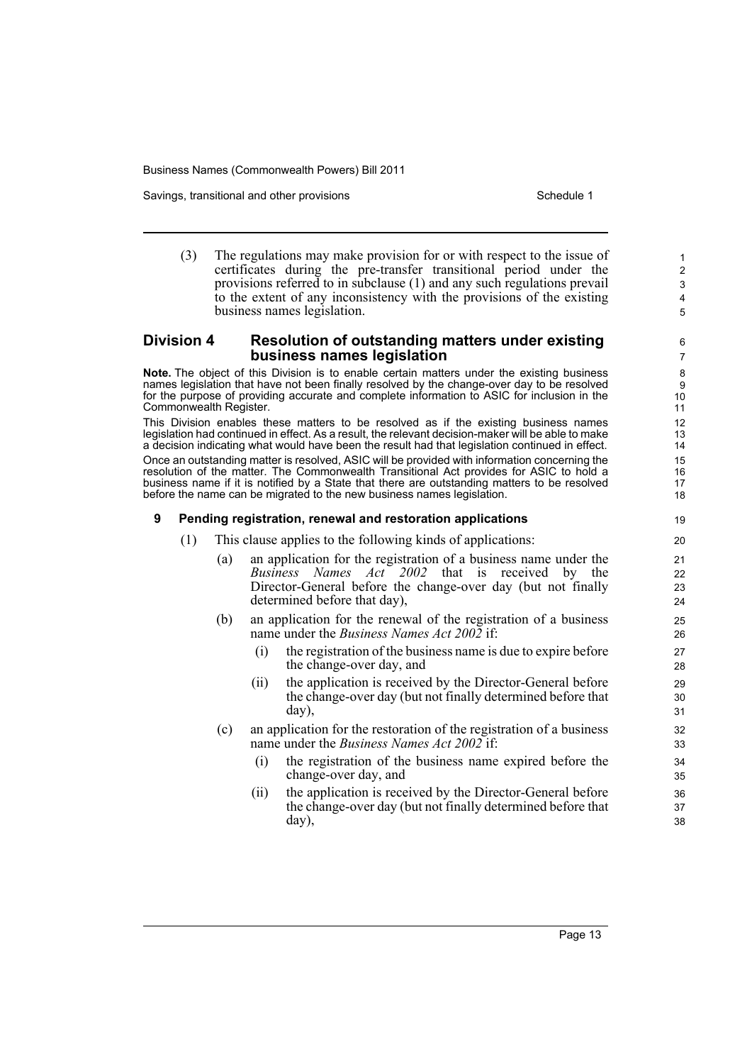(3) The regulations may make provision for or with respect to the issue of certificates during the pre-transfer transitional period under the provisions referred to in subclause (1) and any such regulations prevail to the extent of any inconsistency with the provisions of the existing business names legislation.

## Division 4 Resolution of outstanding matters under existing business names legislation

**Note.** The object of this Division is to enable certain matters under the existing business names legislation that have not been finally resolved by the change-over day to be resolved for the purpose of providing accurate and complete information to ASIC for inclusion in the Commonwealth Register.

This Division enables these matters to be resolved as if the existing business names legislation had continued in effect. As a result, the relevant decision-maker will be able to make a decision indicating what would have been the result had that legislation continued in effect.

Once an outstanding matter is resolved, ASIC will be provided with information concerning the resolution of the matter. The Commonwealth Transitional Act provides for ASIC to hold a business name if it is notified by a State that there are outstanding matters to be resolved before the name can be migrated to the new business names legislation.

### 9 Pending registration, renewal and restoration applications

(1) This clause applies to the following kinds of applications:

(a) an application for the registration of a business name under the *Business Names Act 2002* that is received by the Director-General before the change-over day (but not finally determined before that day),

(b) an application for the renewal of the registration of a business name under the *Business Names Act 2002* if:

(i) the registration of the business name is due to expire before the change-over day, and

(ii) the application is received by the Director-General before the change-over day (but not finally determined before that day),

(c) an application for the restoration of the registration of a business name under the *Business Names Act 2002* if:

(i) the registration of the business name expired before the change-over day, and

(ii) the application is received by the Director-General before the change-over day (but not finally determined before that day),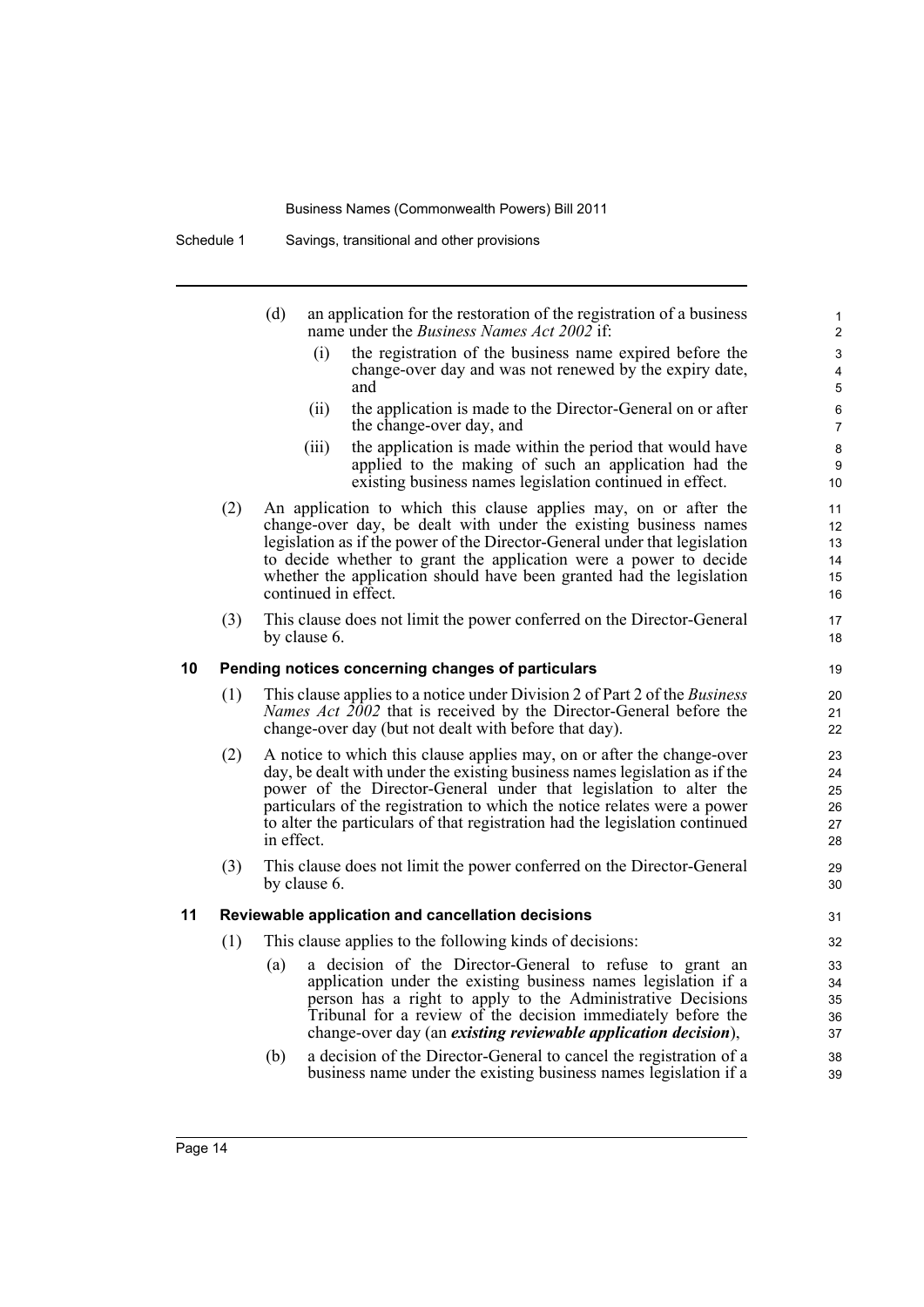(d) an application for the restoration of the registration of a business name under the *Business Names Act 2002* if:

   (i) the registration of the business name expired before the change-over day and was not renewed by the expiry date, and

   (ii) the application is made to the Director-General on or after the change-over day, and

   (iii) the application is made within the period that would have applied to the making of such an application had the existing business names legislation continued in effect.

(2) An application to which this clause applies may, on or after the change-over day, be dealt with under the existing business names legislation as if the power of the Director-General under that legislation to decide whether to grant the application were a power to decide whether the application should have been granted had the legislation continued in effect.

(3) This clause does not limit the power conferred on the Director-General by clause 6.

### 10 Pending notices concerning changes of particulars

(1) This clause applies to a notice under Division 2 of Part 2 of the *Business Names Act 2002* that is received by the Director-General before the change-over day (but not dealt with before that day).

(2) A notice to which this clause applies may, on or after the change-over day, be dealt with under the existing business names legislation as if the power of the Director-General under that legislation to alter the particulars of the registration to which the notice relates were a power to alter the particulars of that registration had the legislation continued in effect.

(3) This clause does not limit the power conferred on the Director-General by clause 6.

### 11 Reviewable application and cancellation decisions

(1) This clause applies to the following kinds of decisions:

(a) a decision of the Director-General to refuse to grant an application under the existing business names legislation if a person has a right to apply to the Administrative Decisions Tribunal for a review of the decision immediately before the change-over day (an ***existing reviewable application decision***),

(b) a decision of the Director-General to cancel the registration of a business name under the existing business names legislation if a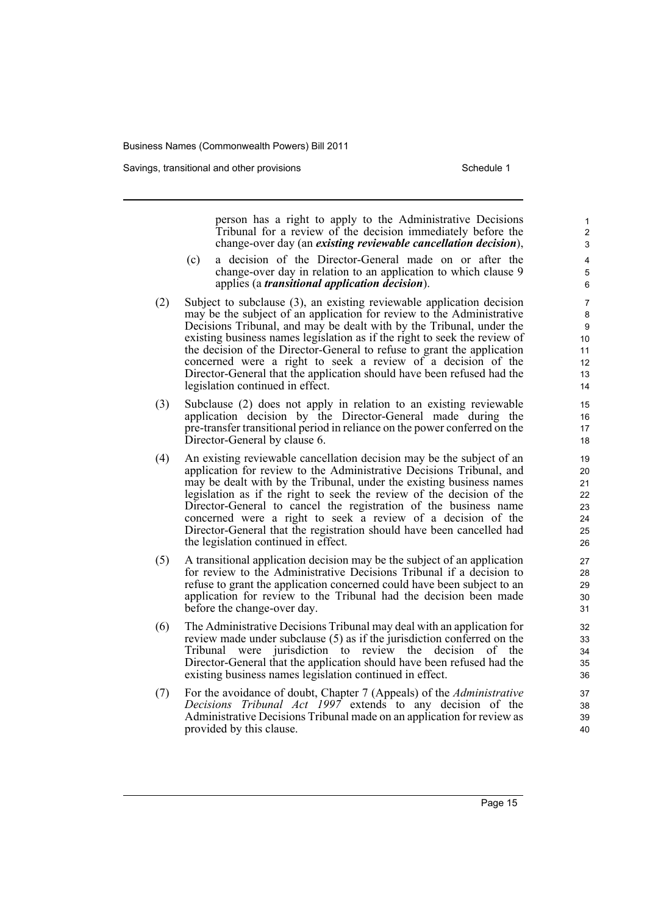person has a right to apply to the Administrative Decisions Tribunal for a review of the decision immediately before the change-over day (an ***existing reviewable cancellation decision***),

(c) a decision of the Director-General made on or after the change-over day in relation to an application to which clause 9 applies (a ***transitional application decision***).

(2) Subject to subclause (3), an existing reviewable application decision may be the subject of an application for review to the Administrative Decisions Tribunal, and may be dealt with by the Tribunal, under the existing business names legislation as if the right to seek the review of the decision of the Director-General to refuse to grant the application concerned were a right to seek a review of a decision of the Director-General that the application should have been refused had the legislation continued in effect.

(3) Subclause (2) does not apply in relation to an existing reviewable application decision by the Director-General made during the pre-transfer transitional period in reliance on the power conferred on the Director-General by clause 6.

(4) An existing reviewable cancellation decision may be the subject of an application for review to the Administrative Decisions Tribunal, and may be dealt with by the Tribunal, under the existing business names legislation as if the right to seek the review of the decision of the Director-General to cancel the registration of the business name concerned were a right to seek a review of a decision of the Director-General that the registration should have been cancelled had the legislation continued in effect.

(5) A transitional application decision may be the subject of an application for review to the Administrative Decisions Tribunal if a decision to refuse to grant the application concerned could have been subject to an application for review to the Tribunal had the decision been made before the change-over day.

(6) The Administrative Decisions Tribunal may deal with an application for review made under subclause (5) as if the jurisdiction conferred on the Tribunal were jurisdiction to review the decision of the Director-General that the application should have been refused had the existing business names legislation continued in effect.

(7) For the avoidance of doubt, Chapter 7 (Appeals) of the *Administrative Decisions Tribunal Act 1997* extends to any decision of the Administrative Decisions Tribunal made on an application for review as provided by this clause.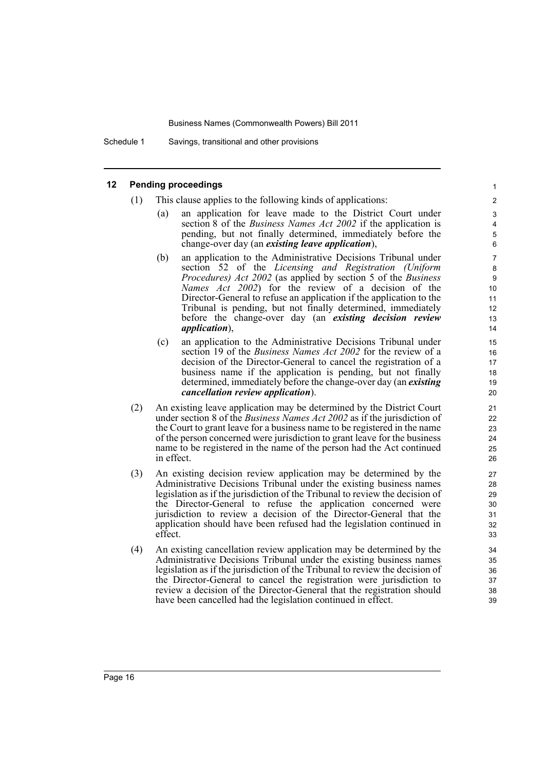## 12 Pending proceedings

(1) This clause applies to the following kinds of applications:

(a) an application for leave made to the District Court under section 8 of the *Business Names Act 2002* if the application is pending, but not finally determined, immediately before the change-over day (an ***existing leave application***),

(b) an application to the Administrative Decisions Tribunal under section 52 of the *Licensing and Registration (Uniform Procedures) Act 2002* (as applied by section 5 of the *Business Names Act 2002*) for the review of a decision of the Director-General to refuse an application if the application to the Tribunal is pending, but not finally determined, immediately before the change-over day (an ***existing decision review application***),

(c) an application to the Administrative Decisions Tribunal under section 19 of the *Business Names Act 2002* for the review of a decision of the Director-General to cancel the registration of a business name if the application is pending, but not finally determined, immediately before the change-over day (an ***existing cancellation review application***).

(2) An existing leave application may be determined by the District Court under section 8 of the *Business Names Act 2002* as if the jurisdiction of the Court to grant leave for a business name to be registered in the name of the person concerned were jurisdiction to grant leave for the business name to be registered in the name of the person had the Act continued in effect.

(3) An existing decision review application may be determined by the Administrative Decisions Tribunal under the existing business names legislation as if the jurisdiction of the Tribunal to review the decision of the Director-General to refuse the application concerned were jurisdiction to review a decision of the Director-General that the application should have been refused had the legislation continued in effect.

(4) An existing cancellation review application may be determined by the Administrative Decisions Tribunal under the existing business names legislation as if the jurisdiction of the Tribunal to review the decision of the Director-General to cancel the registration were jurisdiction to review a decision of the Director-General that the registration should have been cancelled had the legislation continued in effect.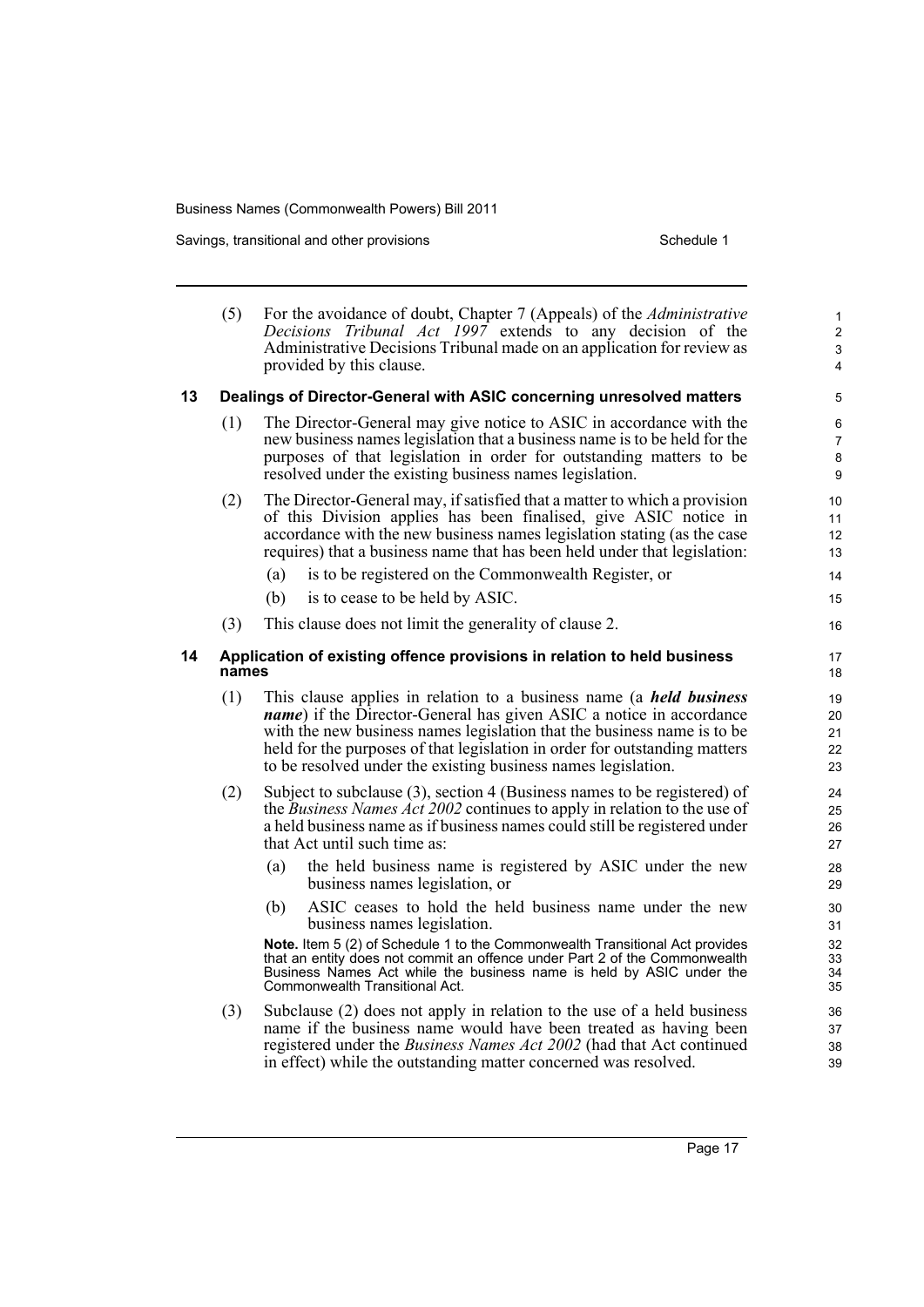(5) For the avoidance of doubt, Chapter 7 (Appeals) of the *Administrative Decisions Tribunal Act 1997* extends to any decision of the Administrative Decisions Tribunal made on an application for review as provided by this clause.

### 13 Dealings of Director-General with ASIC concerning unresolved matters

(1) The Director-General may give notice to ASIC in accordance with the new business names legislation that a business name is to be held for the purposes of that legislation in order for outstanding matters to be resolved under the existing business names legislation.

(2) The Director-General may, if satisfied that a matter to which a provision of this Division applies has been finalised, give ASIC notice in accordance with the new business names legislation stating (as the case requires) that a business name that has been held under that legislation:

- (a) is to be registered on the Commonwealth Register, or
- (b) is to cease to be held by ASIC.

(3) This clause does not limit the generality of clause 2.

### 14 Application of existing offence provisions in relation to held business names

(1) This clause applies in relation to a business name (a ***held business name***) if the Director-General has given ASIC a notice in accordance with the new business names legislation that the business name is to be held for the purposes of that legislation in order for outstanding matters to be resolved under the existing business names legislation.

(2) Subject to subclause (3), section 4 (Business names to be registered) of the *Business Names Act 2002* continues to apply in relation to the use of a held business name as if business names could still be registered under that Act until such time as:

- (a) the held business name is registered by ASIC under the new business names legislation, or
- (b) ASIC ceases to hold the held business name under the new business names legislation.

**Note.** Item 5 (2) of Schedule 1 to the Commonwealth Transitional Act provides that an entity does not commit an offence under Part 2 of the Commonwealth Business Names Act while the business name is held by ASIC under the Commonwealth Transitional Act.

(3) Subclause (2) does not apply in relation to the use of a held business name if the business name would have been treated as having been registered under the *Business Names Act 2002* (had that Act continued in effect) while the outstanding matter concerned was resolved.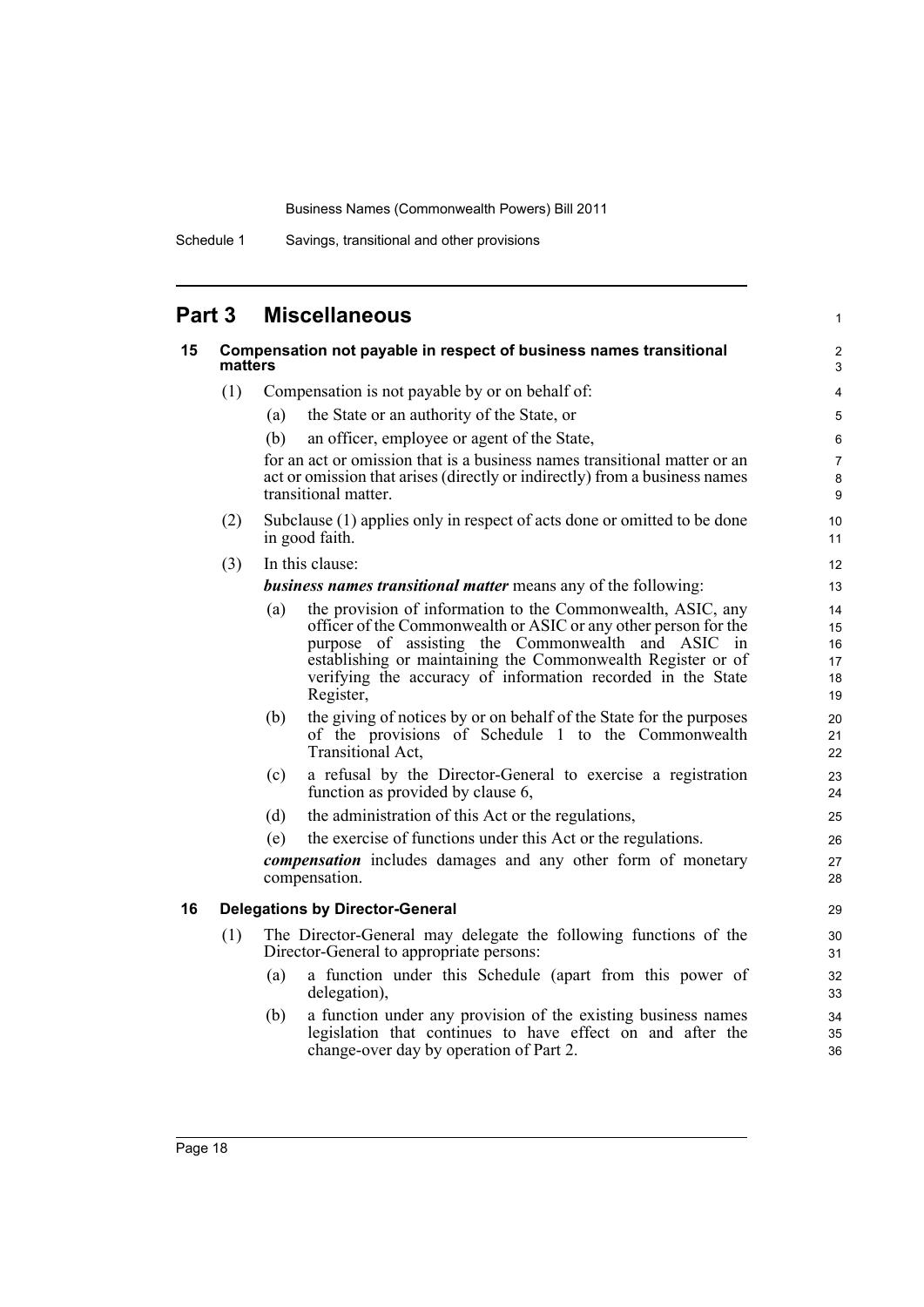## Part 3 Miscellaneous

### 15 Compensation not payable in respect of business names transitional matters

(1) Compensation is not payable by or on behalf of:

(a) the State or an authority of the State, or

(b) an officer, employee or agent of the State,

for an act or omission that is a business names transitional matter or an act or omission that arises (directly or indirectly) from a business names transitional matter.

(2) Subclause (1) applies only in respect of acts done or omitted to be done in good faith.

(3) In this clause:

***business names transitional matter*** means any of the following:

(a) the provision of information to the Commonwealth, ASIC, any officer of the Commonwealth or ASIC or any other person for the purpose of assisting the Commonwealth and ASIC in establishing or maintaining the Commonwealth Register or of verifying the accuracy of information recorded in the State Register,

(b) the giving of notices by or on behalf of the State for the purposes of the provisions of Schedule 1 to the Commonwealth Transitional Act,

(c) a refusal by the Director-General to exercise a registration function as provided by clause 6,

(d) the administration of this Act or the regulations,

(e) the exercise of functions under this Act or the regulations.

***compensation*** includes damages and any other form of monetary compensation.

### 16 Delegations by Director-General

(1) The Director-General may delegate the following functions of the Director-General to appropriate persons:

(a) a function under this Schedule (apart from this power of delegation),

(b) a function under any provision of the existing business names legislation that continues to have effect on and after the change-over day by operation of Part 2.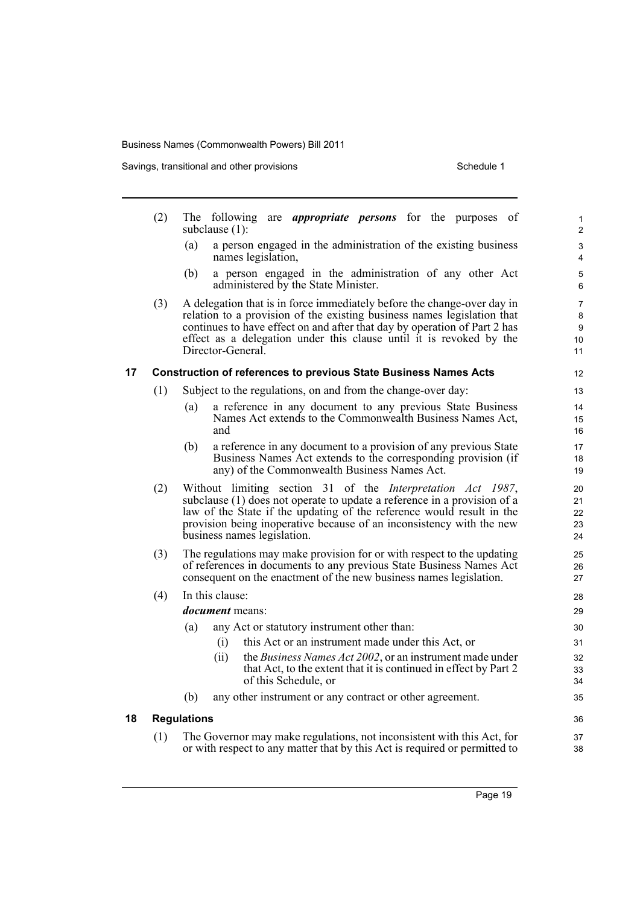(2) The following are ***appropriate persons*** for the purposes of subclause (1):

(a) a person engaged in the administration of the existing business names legislation,

(b) a person engaged in the administration of any other Act administered by the State Minister.

(3) A delegation that is in force immediately before the change-over day in relation to a provision of the existing business names legislation that continues to have effect on and after that day by operation of Part 2 has effect as a delegation under this clause until it is revoked by the Director-General.

### 17 Construction of references to previous State Business Names Acts

(1) Subject to the regulations, on and from the change-over day:

(a) a reference in any document to any previous State Business Names Act extends to the Commonwealth Business Names Act, and

(b) a reference in any document to a provision of any previous State Business Names Act extends to the corresponding provision (if any) of the Commonwealth Business Names Act.

(2) Without limiting section 31 of the *Interpretation Act 1987*, subclause (1) does not operate to update a reference in a provision of a law of the State if the updating of the reference would result in the provision being inoperative because of an inconsistency with the new business names legislation.

(3) The regulations may make provision for or with respect to the updating of references in documents to any previous State Business Names Act consequent on the enactment of the new business names legislation.

(4) In this clause:

***document*** means:

(a) any Act or statutory instrument other than:

(i) this Act or an instrument made under this Act, or

(ii) the *Business Names Act 2002*, or an instrument made under that Act, to the extent that it is continued in effect by Part 2 of this Schedule, or

(b) any other instrument or any contract or other agreement.

### 18 Regulations

(1) The Governor may make regulations, not inconsistent with this Act, for or with respect to any matter that by this Act is required or permitted to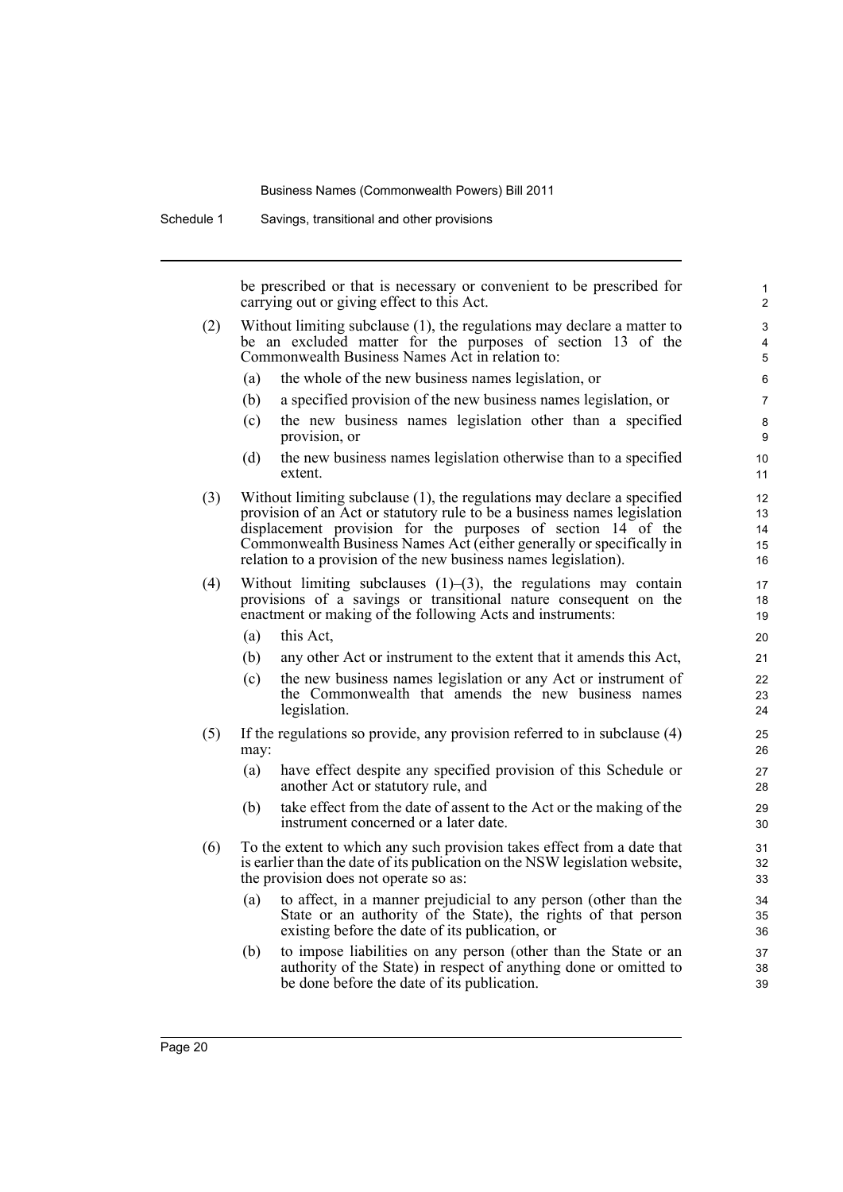be prescribed or that is necessary or convenient to be prescribed for carrying out or giving effect to this Act.

(2) Without limiting subclause (1), the regulations may declare a matter to be an excluded matter for the purposes of section 13 of the Commonwealth Business Names Act in relation to:

(a) the whole of the new business names legislation, or

(b) a specified provision of the new business names legislation, or

(c) the new business names legislation other than a specified provision, or

(d) the new business names legislation otherwise than to a specified extent.

(3) Without limiting subclause (1), the regulations may declare a specified provision of an Act or statutory rule to be a business names legislation displacement provision for the purposes of section 14 of the Commonwealth Business Names Act (either generally or specifically in relation to a provision of the new business names legislation).

(4) Without limiting subclauses (1)–(3), the regulations may contain provisions of a savings or transitional nature consequent on the enactment or making of the following Acts and instruments:

(a) this Act,

(b) any other Act or instrument to the extent that it amends this Act,

(c) the new business names legislation or any Act or instrument of the Commonwealth that amends the new business names legislation.

(5) If the regulations so provide, any provision referred to in subclause (4) may:

(a) have effect despite any specified provision of this Schedule or another Act or statutory rule, and

(b) take effect from the date of assent to the Act or the making of the instrument concerned or a later date.

(6) To the extent to which any such provision takes effect from a date that is earlier than the date of its publication on the NSW legislation website, the provision does not operate so as:

(a) to affect, in a manner prejudicial to any person (other than the State or an authority of the State), the rights of that person existing before the date of its publication, or

(b) to impose liabilities on any person (other than the State or an authority of the State) in respect of anything done or omitted to be done before the date of its publication.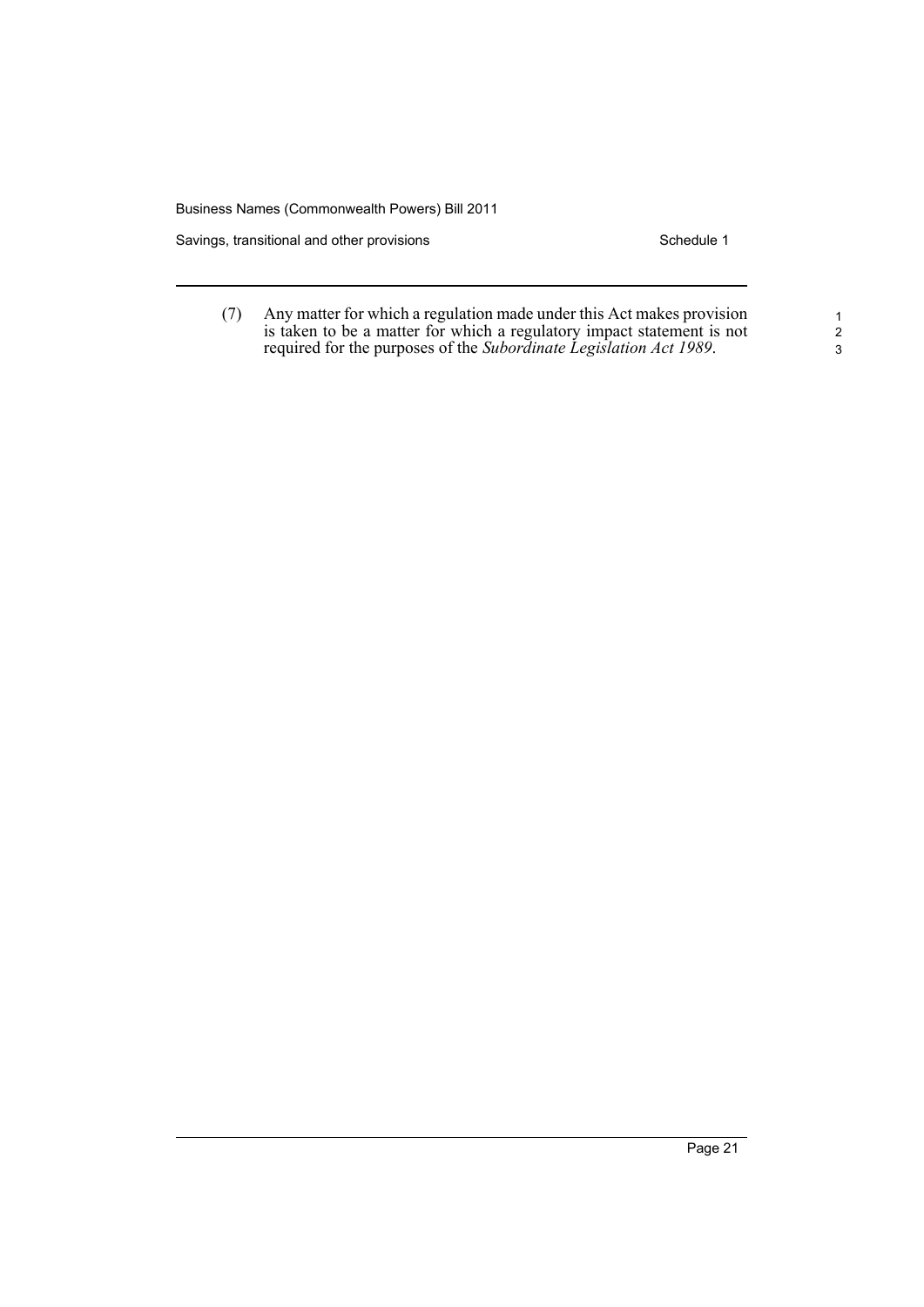(7) Any matter for which a regulation made under this Act makes provision is taken to be a matter for which a regulatory impact statement is not required for the purposes of the *Subordinate Legislation Act 1989*.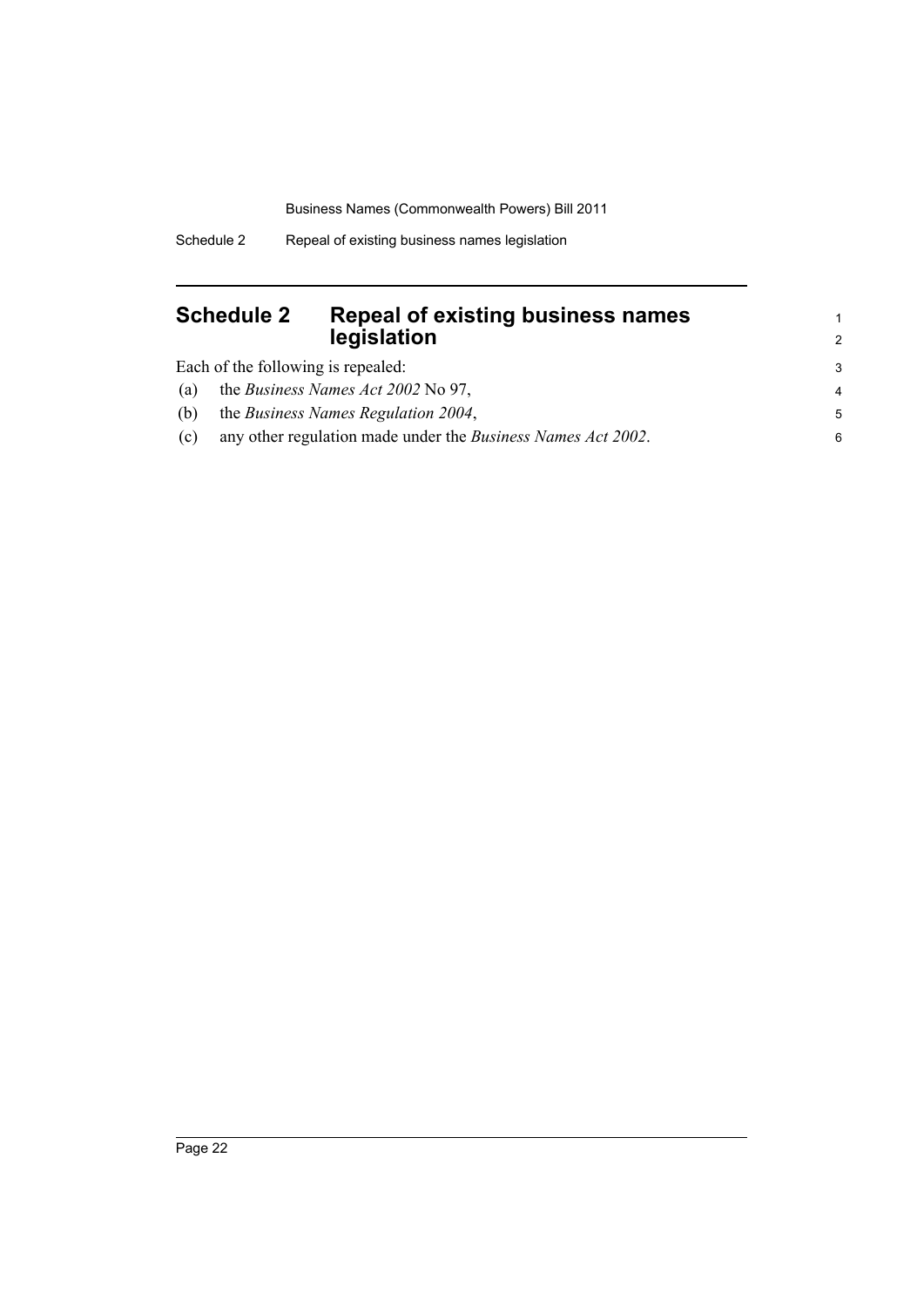# Schedule 2 Repeal of existing business names legislation

Each of the following is repealed:

(a) the *Business Names Act 2002* No 97,

(b) the *Business Names Regulation 2004*,

(c) any other regulation made under the *Business Names Act 2002*.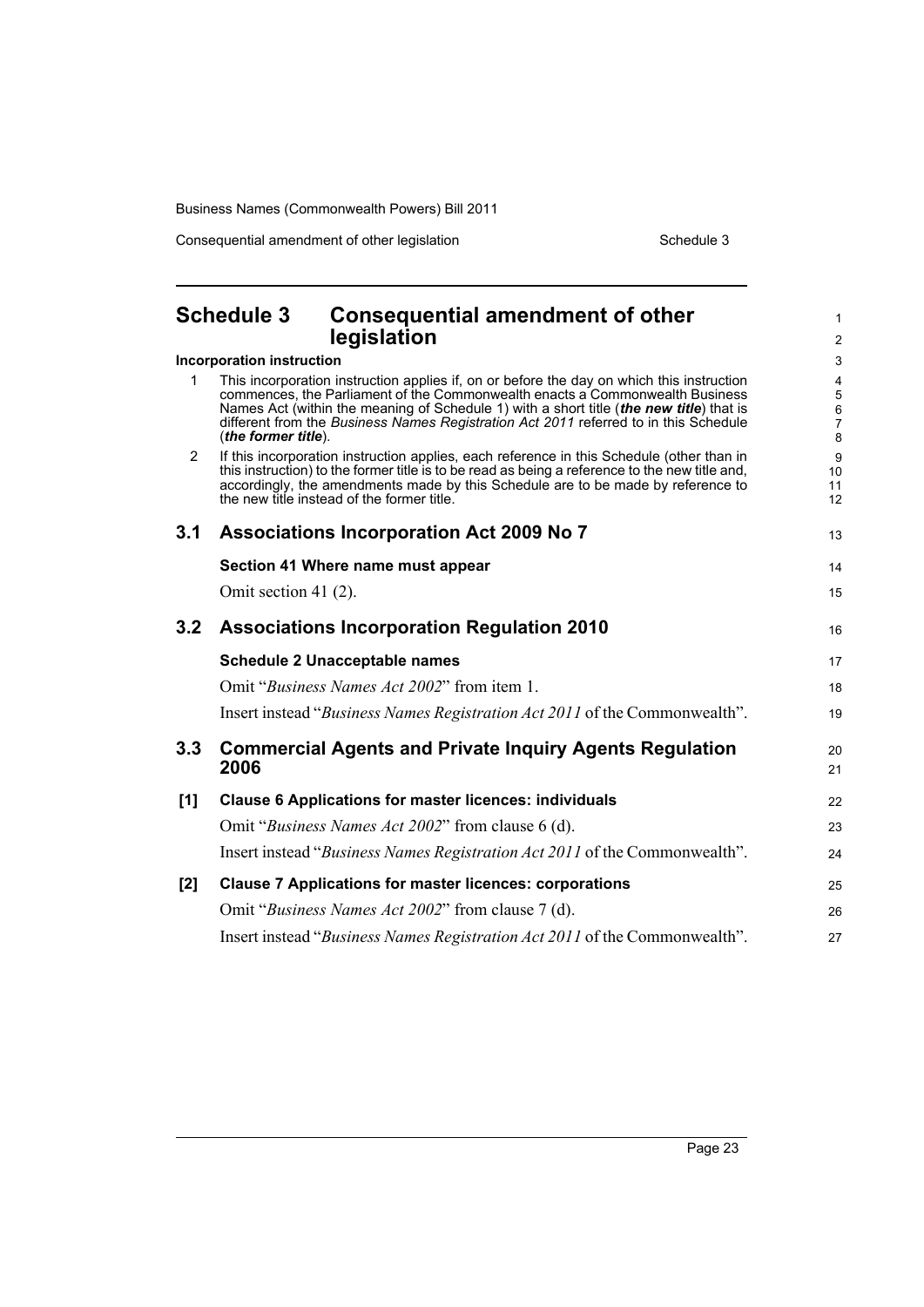# Schedule 3 Consequential amendment of other legislation

**Incorporation instruction**

1. This incorporation instruction applies if, on or before the day on which this instruction commences, the Parliament of the Commonwealth enacts a Commonwealth Business Names Act (within the meaning of Schedule 1) with a short title (***the new title***) that is different from the *Business Names Registration Act 2011* referred to in this Schedule (***the former title***).
2. If this incorporation instruction applies, each reference in this Schedule (other than in this instruction) to the former title is to be read as being a reference to the new title and, accordingly, the amendments made by this Schedule are to be made by reference to the new title instead of the former title.

## 3.1 Associations Incorporation Act 2009 No 7

**Section 41 Where name must appear**

Omit section 41 (2).

## 3.2 Associations Incorporation Regulation 2010

**Schedule 2 Unacceptable names**

Omit "*Business Names Act 2002*" from item 1.

Insert instead "*Business Names Registration Act 2011* of the Commonwealth".

## 3.3 Commercial Agents and Private Inquiry Agents Regulation 2006

**[1] Clause 6 Applications for master licences: individuals**

Omit "*Business Names Act 2002*" from clause 6 (d).

Insert instead "*Business Names Registration Act 2011* of the Commonwealth".

**[2] Clause 7 Applications for master licences: corporations**

Omit "*Business Names Act 2002*" from clause 7 (d).

Insert instead "*Business Names Registration Act 2011* of the Commonwealth".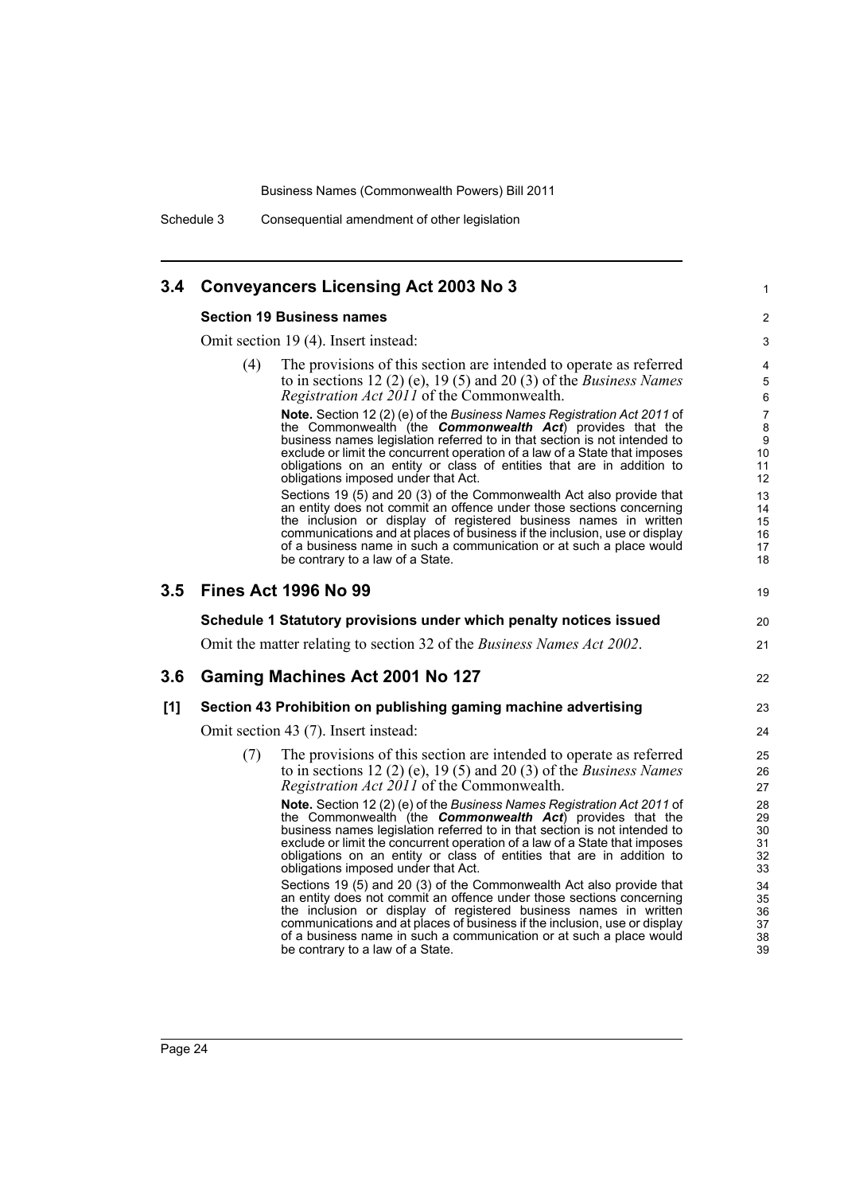## 3.4 Conveyancers Licensing Act 2003 No 3

### Section 19 Business names

Omit section 19 (4). Insert instead:

(4) The provisions of this section are intended to operate as referred to in sections 12 (2) (e), 19 (5) and 20 (3) of the *Business Names Registration Act 2011* of the Commonwealth.

**Note.** Section 12 (2) (e) of the *Business Names Registration Act 2011* of the Commonwealth (the ***Commonwealth Act***) provides that the business names legislation referred to in that section is not intended to exclude or limit the concurrent operation of a law of a State that imposes obligations on an entity or class of entities that are in addition to obligations imposed under that Act.

Sections 19 (5) and 20 (3) of the Commonwealth Act also provide that an entity does not commit an offence under those sections concerning the inclusion or display of registered business names in written communications and at places of business if the inclusion, use or display of a business name in such a communication or at such a place would be contrary to a law of a State.

## 3.5 Fines Act 1996 No 99

### Schedule 1 Statutory provisions under which penalty notices issued

Omit the matter relating to section 32 of the *Business Names Act 2002*.

## 3.6 Gaming Machines Act 2001 No 127

### [1] Section 43 Prohibition on publishing gaming machine advertising

Omit section 43 (7). Insert instead:

(7) The provisions of this section are intended to operate as referred to in sections 12 (2) (e), 19 (5) and 20 (3) of the *Business Names Registration Act 2011* of the Commonwealth.

**Note.** Section 12 (2) (e) of the *Business Names Registration Act 2011* of the Commonwealth (the ***Commonwealth Act***) provides that the business names legislation referred to in that section is not intended to exclude or limit the concurrent operation of a law of a State that imposes obligations on an entity or class of entities that are in addition to obligations imposed under that Act.

Sections 19 (5) and 20 (3) of the Commonwealth Act also provide that an entity does not commit an offence under those sections concerning the inclusion or display of registered business names in written communications and at places of business if the inclusion, use or display of a business name in such a communication or at such a place would be contrary to a law of a State.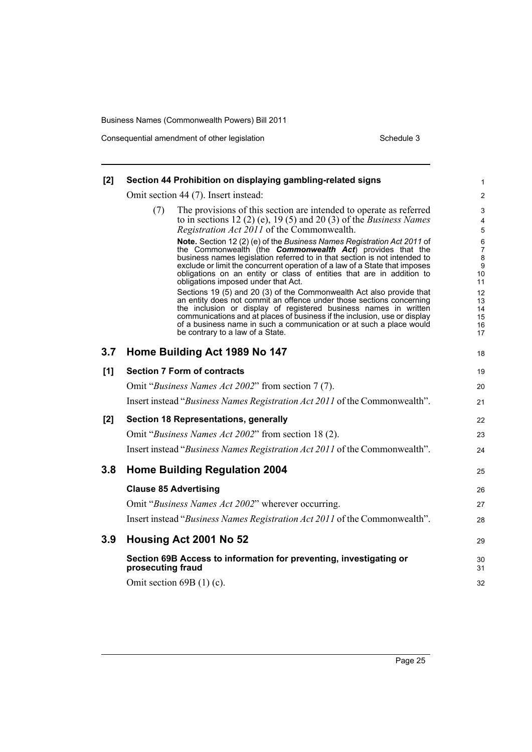**[2] Section 44 Prohibition on displaying gambling-related signs**

Omit section 44 (7). Insert instead:

(7) The provisions of this section are intended to operate as referred to in sections 12 (2) (e), 19 (5) and 20 (3) of the *Business Names Registration Act 2011* of the Commonwealth.

**Note.** Section 12 (2) (e) of the *Business Names Registration Act 2011* of the Commonwealth (the ***Commonwealth Act***) provides that the business names legislation referred to in that section is not intended to exclude or limit the concurrent operation of a law of a State that imposes obligations on an entity or class of entities that are in addition to obligations imposed under that Act.

Sections 19 (5) and 20 (3) of the Commonwealth Act also provide that an entity does not commit an offence under those sections concerning the inclusion or display of registered business names in written communications and at places of business if the inclusion, use or display of a business name in such a communication or at such a place would be contrary to a law of a State.

## 3.7 Home Building Act 1989 No 147

**[1] Section 7 Form of contracts**

Omit "*Business Names Act 2002*" from section 7 (7).

Insert instead "*Business Names Registration Act 2011* of the Commonwealth".

**[2] Section 18 Representations, generally**

Omit "*Business Names Act 2002*" from section 18 (2).

Insert instead "*Business Names Registration Act 2011* of the Commonwealth".

## 3.8 Home Building Regulation 2004

**Clause 85 Advertising**

Omit "*Business Names Act 2002*" wherever occurring.

Insert instead "*Business Names Registration Act 2011* of the Commonwealth".

## 3.9 Housing Act 2001 No 52

**Section 69B Access to information for preventing, investigating or prosecuting fraud**

Omit section 69B (1) (c).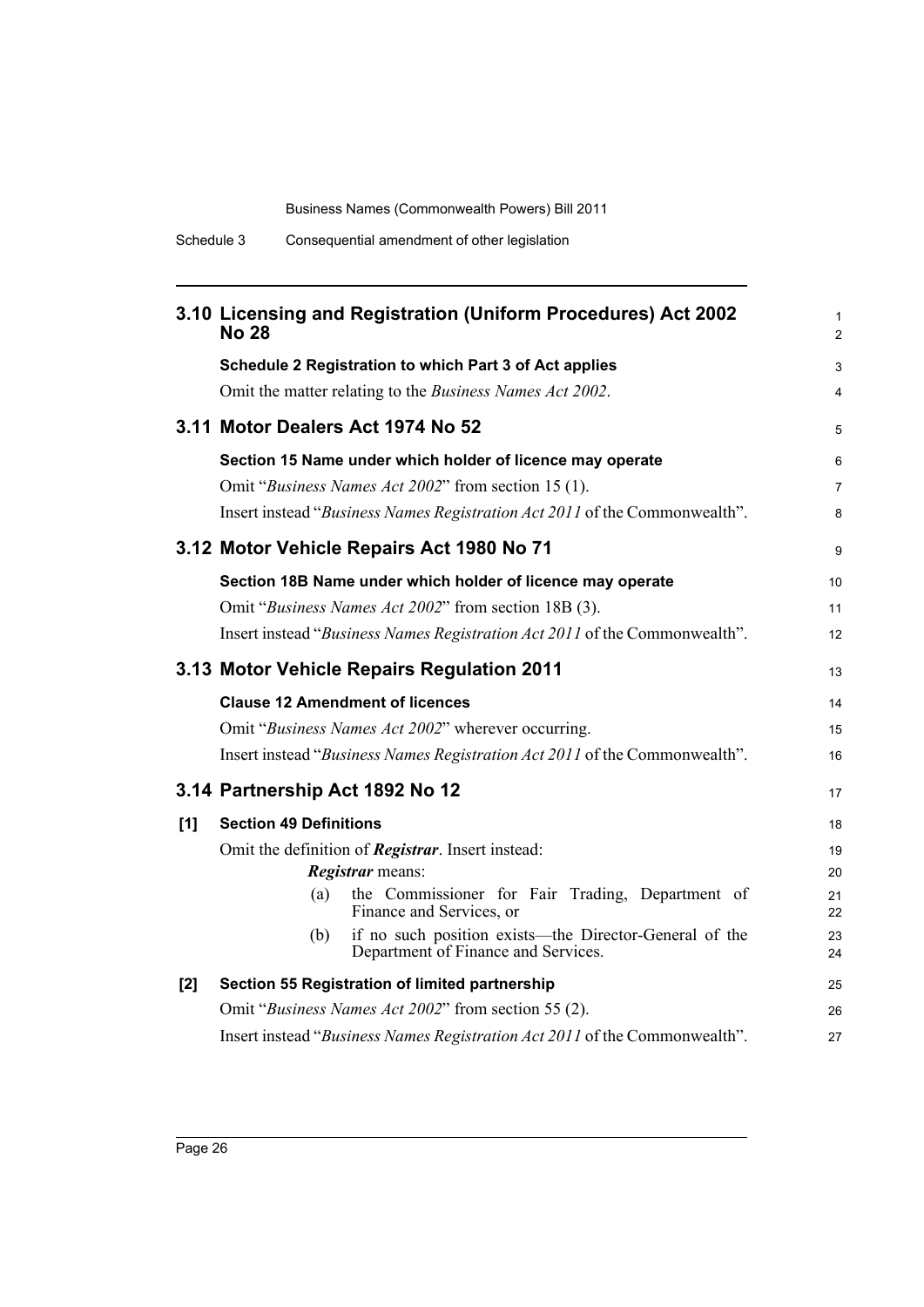## 3.10 Licensing and Registration (Uniform Procedures) Act 2002 No 28

**Schedule 2 Registration to which Part 3 of Act applies**

Omit the matter relating to the *Business Names Act 2002*.

## 3.11 Motor Dealers Act 1974 No 52

**Section 15 Name under which holder of licence may operate**

Omit "*Business Names Act 2002*" from section 15 (1).

Insert instead "*Business Names Registration Act 2011* of the Commonwealth".

## 3.12 Motor Vehicle Repairs Act 1980 No 71

**Section 18B Name under which holder of licence may operate**

Omit "*Business Names Act 2002*" from section 18B (3).

Insert instead "*Business Names Registration Act 2011* of the Commonwealth".

## 3.13 Motor Vehicle Repairs Regulation 2011

**Clause 12 Amendment of licences**

Omit "*Business Names Act 2002*" wherever occurring.

Insert instead "*Business Names Registration Act 2011* of the Commonwealth".

## 3.14 Partnership Act 1892 No 12

**[1] Section 49 Definitions**

Omit the definition of ***Registrar***. Insert instead:

***Registrar*** means:

(a) the Commissioner for Fair Trading, Department of Finance and Services, or

(b) if no such position exists—the Director-General of the Department of Finance and Services.

**[2] Section 55 Registration of limited partnership**

Omit "*Business Names Act 2002*" from section 55 (2).

Insert instead "*Business Names Registration Act 2011* of the Commonwealth".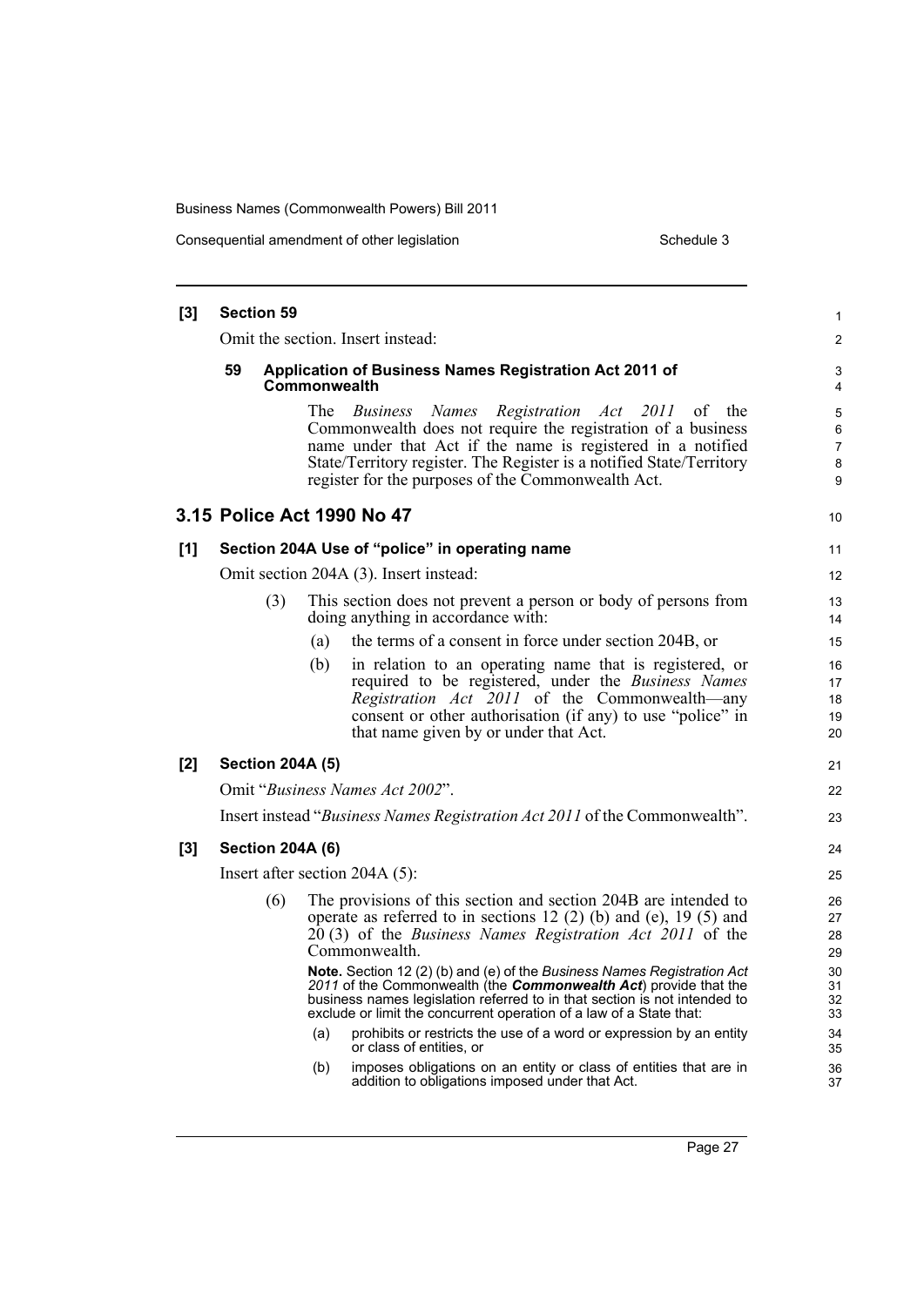**[3] Section 59**

Omit the section. Insert instead:

**59 Application of Business Names Registration Act 2011 of Commonwealth**

The *Business Names Registration Act 2011* of the Commonwealth does not require the registration of a business name under that Act if the name is registered in a notified State/Territory register. The Register is a notified State/Territory register for the purposes of the Commonwealth Act.

## 3.15 Police Act 1990 No 47

**[1] Section 204A Use of "police" in operating name**

Omit section 204A (3). Insert instead:

(3) This section does not prevent a person or body of persons from doing anything in accordance with:

(a) the terms of a consent in force under section 204B, or

(b) in relation to an operating name that is registered, or required to be registered, under the *Business Names Registration Act 2011* of the Commonwealth—any consent or other authorisation (if any) to use "police" in that name given by or under that Act.

**[2] Section 204A (5)**

Omit "*Business Names Act 2002*".

Insert instead "*Business Names Registration Act 2011* of the Commonwealth".

**[3] Section 204A (6)**

Insert after section 204A (5):

(6) The provisions of this section and section 204B are intended to operate as referred to in sections 12 (2) (b) and (e), 19 (5) and 20 (3) of the *Business Names Registration Act 2011* of the Commonwealth.

**Note.** Section 12 (2) (b) and (e) of the *Business Names Registration Act 2011* of the Commonwealth (the ***Commonwealth Act***) provide that the business names legislation referred to in that section is not intended to exclude or limit the concurrent operation of a law of a State that:

(a) prohibits or restricts the use of a word or expression by an entity or class of entities, or

(b) imposes obligations on an entity or class of entities that are in addition to obligations imposed under that Act.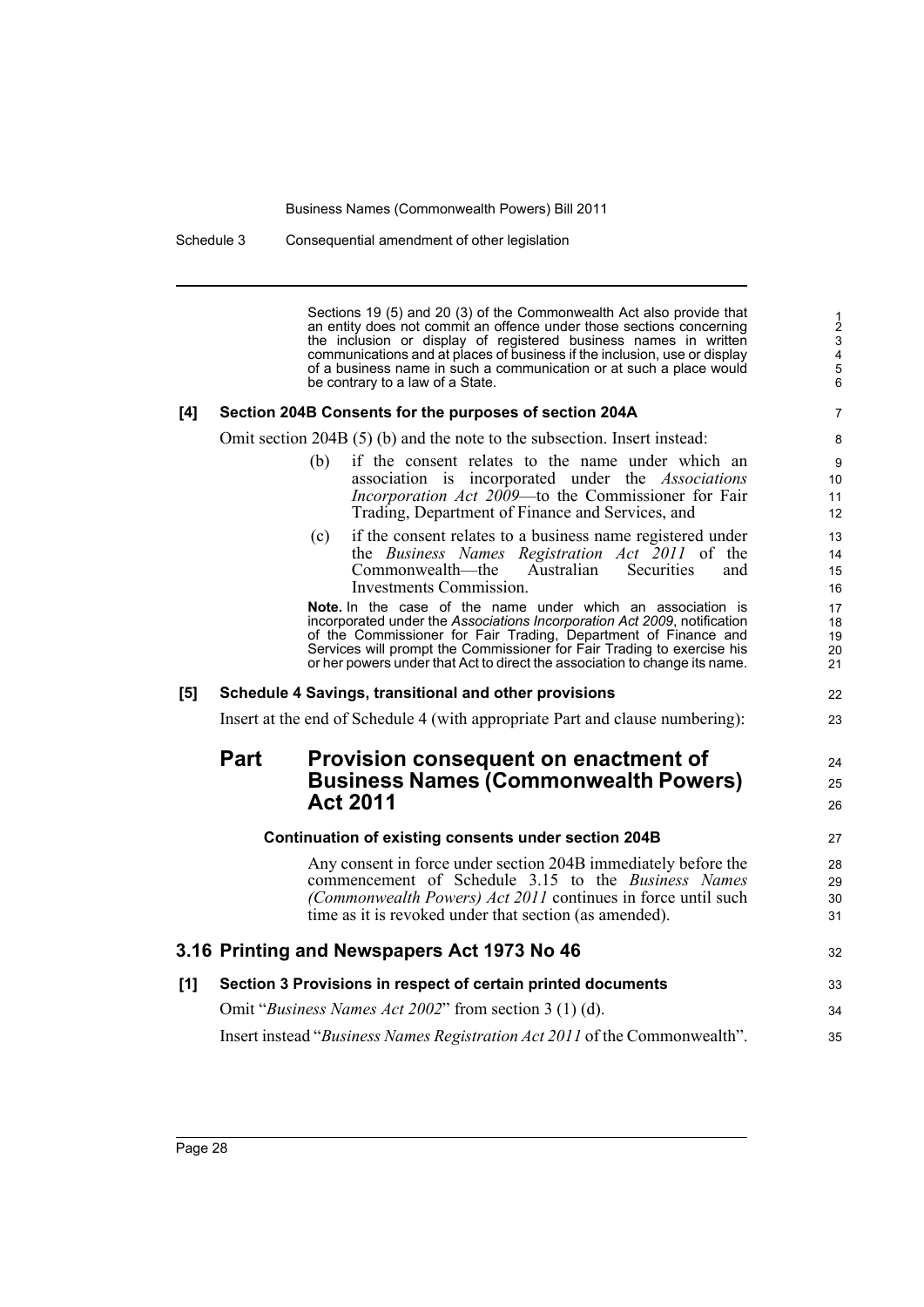Sections 19 (5) and 20 (3) of the Commonwealth Act also provide that an entity does not commit an offence under those sections concerning the inclusion or display of registered business names in written communications and at places of business if the inclusion, use or display of a business name in such a communication or at such a place would be contrary to a law of a State.

**[4] Section 204B Consents for the purposes of section 204A**

Omit section 204B (5) (b) and the note to the subsection. Insert instead:

(b) if the consent relates to the name under which an association is incorporated under the *Associations Incorporation Act 2009*—to the Commissioner for Fair Trading, Department of Finance and Services, and

(c) if the consent relates to a business name registered under the *Business Names Registration Act 2011* of the Commonwealth—the Australian Securities and Investments Commission.

**Note.** In the case of the name under which an association is incorporated under the *Associations Incorporation Act 2009*, notification of the Commissioner for Fair Trading, Department of Finance and Services will prompt the Commissioner for Fair Trading to exercise his or her powers under that Act to direct the association to change its name.

**[5] Schedule 4 Savings, transitional and other provisions**

Insert at the end of Schedule 4 (with appropriate Part and clause numbering):

## Part Provision consequent on enactment of Business Names (Commonwealth Powers) Act 2011

**Continuation of existing consents under section 204B**

Any consent in force under section 204B immediately before the commencement of Schedule 3.15 to the *Business Names (Commonwealth Powers) Act 2011* continues in force until such time as it is revoked under that section (as amended).

## 3.16 Printing and Newspapers Act 1973 No 46

**[1] Section 3 Provisions in respect of certain printed documents**

Omit "*Business Names Act 2002*" from section 3 (1) (d).

Insert instead "*Business Names Registration Act 2011* of the Commonwealth".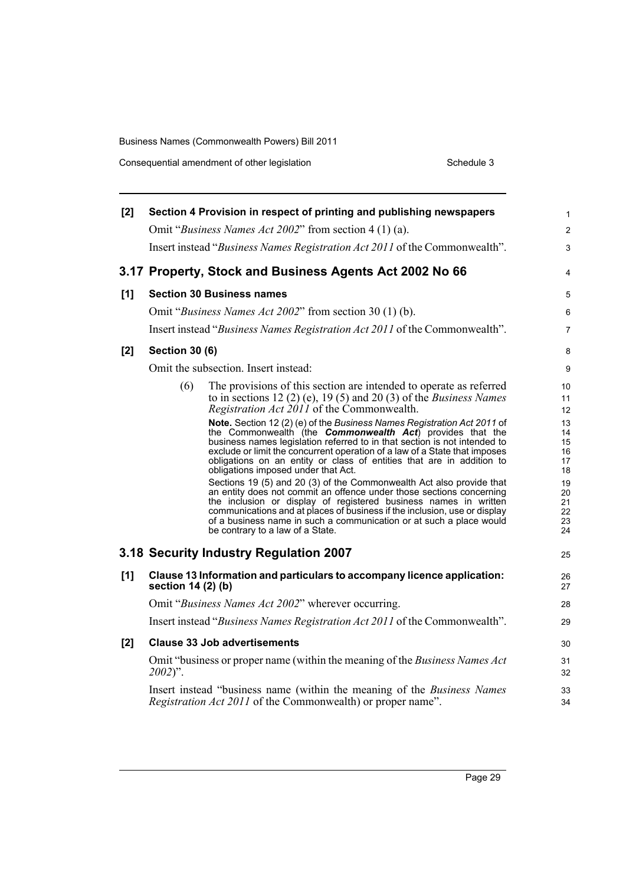**[2] Section 4 Provision in respect of printing and publishing newspapers**

Omit "*Business Names Act 2002*" from section 4 (1) (a).

Insert instead "*Business Names Registration Act 2011* of the Commonwealth".

## 3.17 Property, Stock and Business Agents Act 2002 No 66

**[1] Section 30 Business names**

Omit "*Business Names Act 2002*" from section 30 (1) (b).

Insert instead "*Business Names Registration Act 2011* of the Commonwealth".

**[2] Section 30 (6)**

Omit the subsection. Insert instead:

(6) The provisions of this section are intended to operate as referred to in sections 12 (2) (e), 19 (5) and 20 (3) of the *Business Names Registration Act 2011* of the Commonwealth.

**Note.** Section 12 (2) (e) of the *Business Names Registration Act 2011* of the Commonwealth (the ***Commonwealth Act***) provides that the business names legislation referred to in that section is not intended to exclude or limit the concurrent operation of a law of a State that imposes obligations on an entity or class of entities that are in addition to obligations imposed under that Act.

Sections 19 (5) and 20 (3) of the Commonwealth Act also provide that an entity does not commit an offence under those sections concerning the inclusion or display of registered business names in written communications and at places of business if the inclusion, use or display of a business name in such a communication or at such a place would be contrary to a law of a State.

## 3.18 Security Industry Regulation 2007

**[1] Clause 13 Information and particulars to accompany licence application: section 14 (2) (b)**

Omit "*Business Names Act 2002*" wherever occurring.

Insert instead "*Business Names Registration Act 2011* of the Commonwealth".

**[2] Clause 33 Job advertisements**

Omit "business or proper name (within the meaning of the *Business Names Act 2002*)".

Insert instead "business name (within the meaning of the *Business Names Registration Act 2011* of the Commonwealth) or proper name".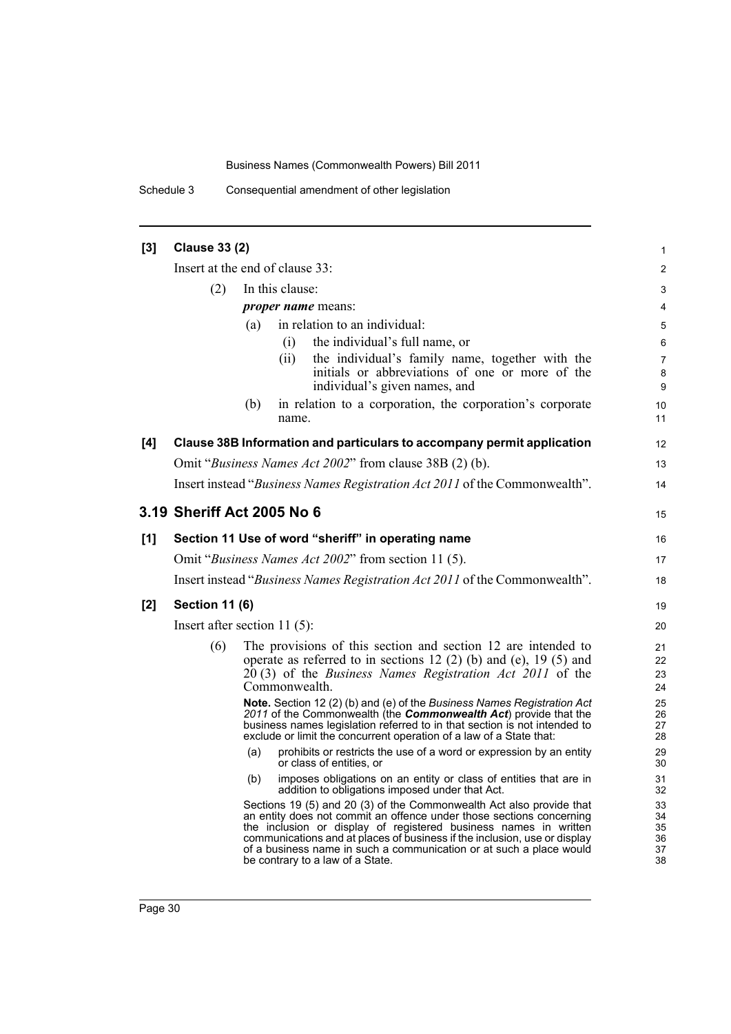**[3] Clause 33 (2)**

Insert at the end of clause 33:

(2) In this clause:

***proper name*** means:

(a) in relation to an individual:

(i) the individual's full name, or

(ii) the individual's family name, together with the initials or abbreviations of one or more of the individual's given names, and

(b) in relation to a corporation, the corporation's corporate name.

**[4] Clause 38B Information and particulars to accompany permit application**

Omit "*Business Names Act 2002*" from clause 38B (2) (b).

Insert instead "*Business Names Registration Act 2011* of the Commonwealth".

## 3.19 Sheriff Act 2005 No 6

**[1] Section 11 Use of word "sheriff" in operating name**

Omit "*Business Names Act 2002*" from section 11 (5).

Insert instead "*Business Names Registration Act 2011* of the Commonwealth".

**[2] Section 11 (6)**

Insert after section 11 (5):

(6) The provisions of this section and section 12 are intended to operate as referred to in sections 12 (2) (b) and (e), 19 (5) and 20 (3) of the *Business Names Registration Act 2011* of the Commonwealth.

**Note.** Section 12 (2) (b) and (e) of the *Business Names Registration Act 2011* of the Commonwealth (the ***Commonwealth Act***) provide that the business names legislation referred to in that section is not intended to exclude or limit the concurrent operation of a law of a State that:

(a) prohibits or restricts the use of a word or expression by an entity or class of entities, or

(b) imposes obligations on an entity or class of entities that are in addition to obligations imposed under that Act.

Sections 19 (5) and 20 (3) of the Commonwealth Act also provide that an entity does not commit an offence under those sections concerning the inclusion or display of registered business names in written communications and at places of business if the inclusion, use or display of a business name in such a communication or at such a place would be contrary to a law of a State.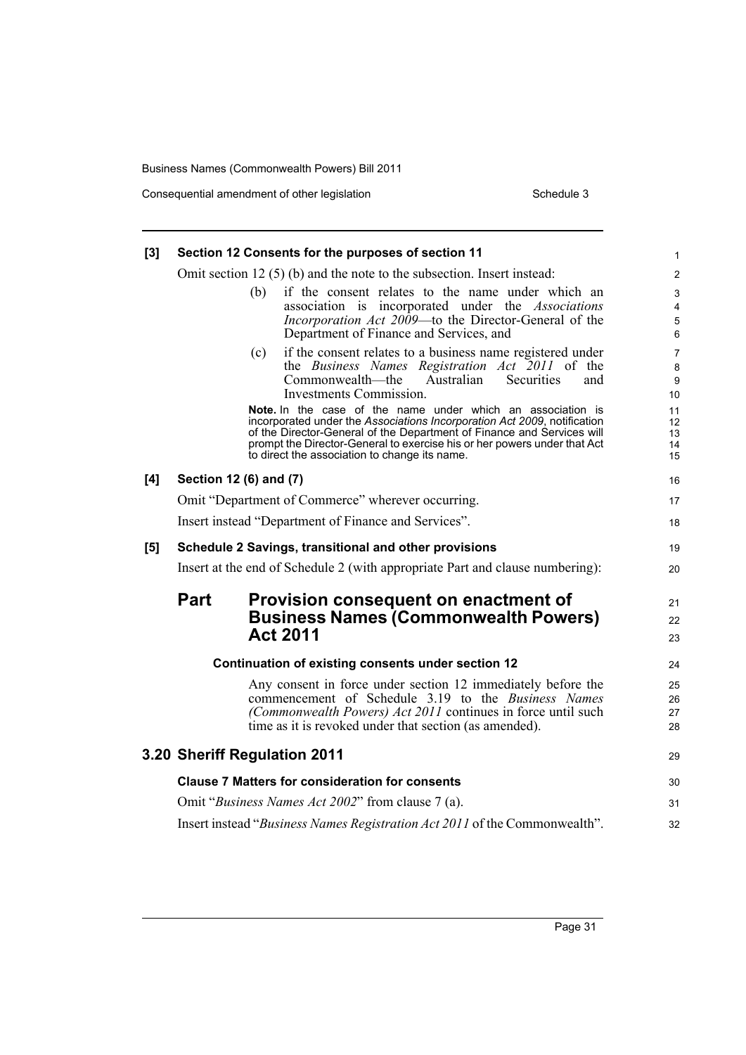**[3] Section 12 Consents for the purposes of section 11**

Omit section 12 (5) (b) and the note to the subsection. Insert instead:

> (b) if the consent relates to the name under which an association is incorporated under the *Associations Incorporation Act 2009*—to the Director-General of the Department of Finance and Services, and
>
> (c) if the consent relates to a business name registered under the *Business Names Registration Act 2011* of the Commonwealth—the Australian Securities and Investments Commission.
>
> **Note.** In the case of the name under which an association is incorporated under the *Associations Incorporation Act 2009*, notification of the Director-General of the Department of Finance and Services will prompt the Director-General to exercise his or her powers under that Act to direct the association to change its name.

**[4] Section 12 (6) and (7)**

Omit "Department of Commerce" wherever occurring.

Insert instead "Department of Finance and Services".

**[5] Schedule 2 Savings, transitional and other provisions**

Insert at the end of Schedule 2 (with appropriate Part and clause numbering):

## Part Provision consequent on enactment of Business Names (Commonwealth Powers) Act 2011

**Continuation of existing consents under section 12**

Any consent in force under section 12 immediately before the commencement of Schedule 3.19 to the *Business Names (Commonwealth Powers) Act 2011* continues in force until such time as it is revoked under that section (as amended).

## 3.20 Sheriff Regulation 2011

**Clause 7 Matters for consideration for consents**

Omit "*Business Names Act 2002*" from clause 7 (a).

Insert instead "*Business Names Registration Act 2011* of the Commonwealth".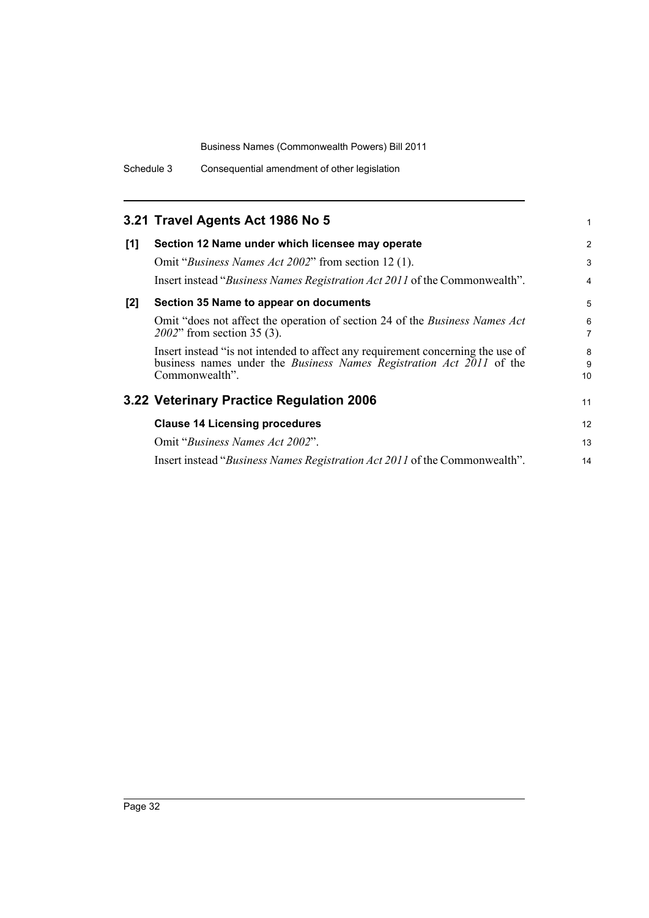## 3.21 Travel Agents Act 1986 No 5

**[1] Section 12 Name under which licensee may operate**

Omit "*Business Names Act 2002*" from section 12 (1).

Insert instead "*Business Names Registration Act 2011* of the Commonwealth".

**[2] Section 35 Name to appear on documents**

Omit "does not affect the operation of section 24 of the *Business Names Act 2002*" from section 35 (3).

Insert instead "is not intended to affect any requirement concerning the use of business names under the *Business Names Registration Act 2011* of the Commonwealth".

## 3.22 Veterinary Practice Regulation 2006

**Clause 14 Licensing procedures**

Omit "*Business Names Act 2002*".

Insert instead "*Business Names Registration Act 2011* of the Commonwealth".